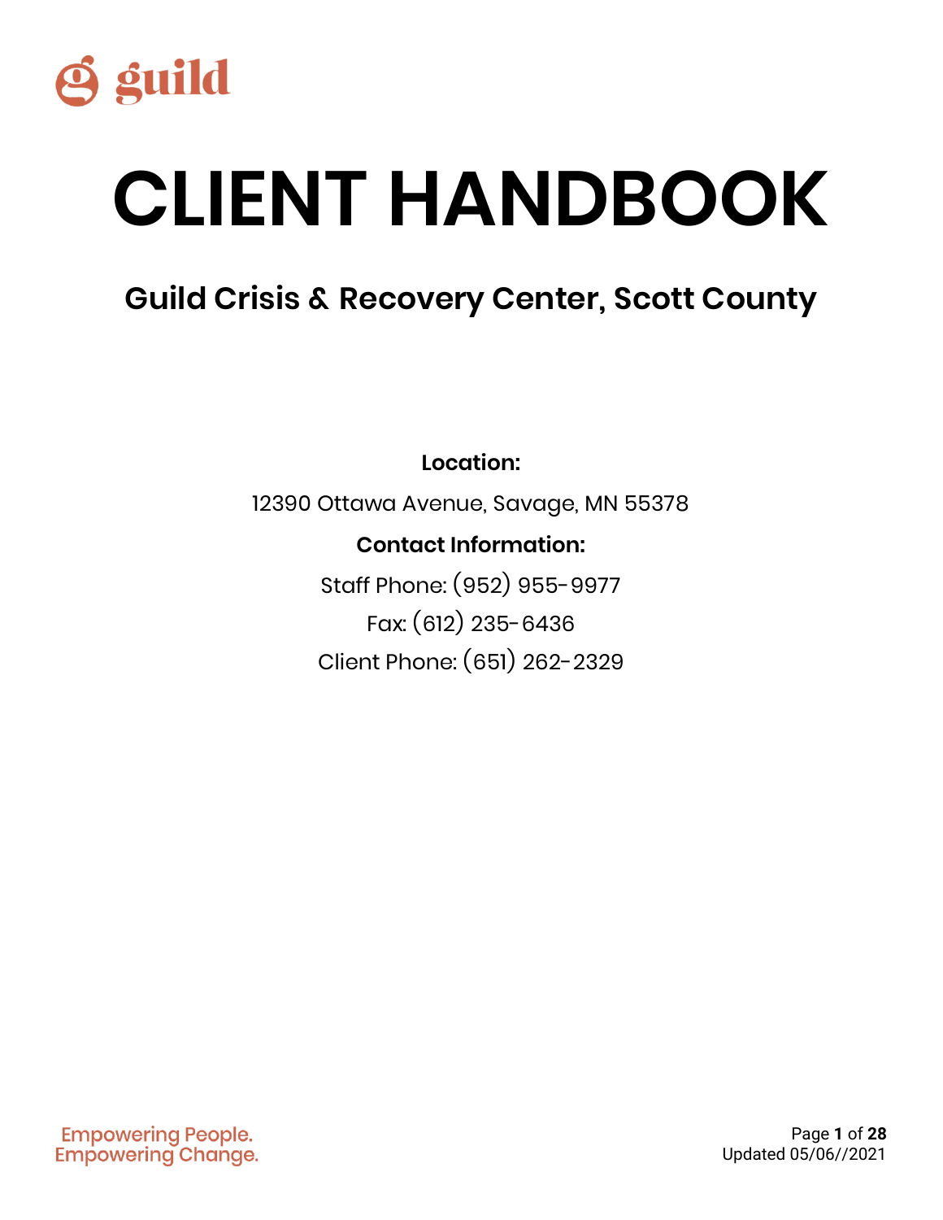guild

# CLIENT HANDBOOK

## Guild Crisis & Recovery Center, Scott County

**Location:**

12390 Ottawa Avenue, Savage, MN 55378

**Contact Information:**

Staff Phone: (952) 955-9977

Fax: (612) 235-6436

Client Phone: (651) 262-2329

Empowering People.
Empowering Change.

Updated 05/06//2021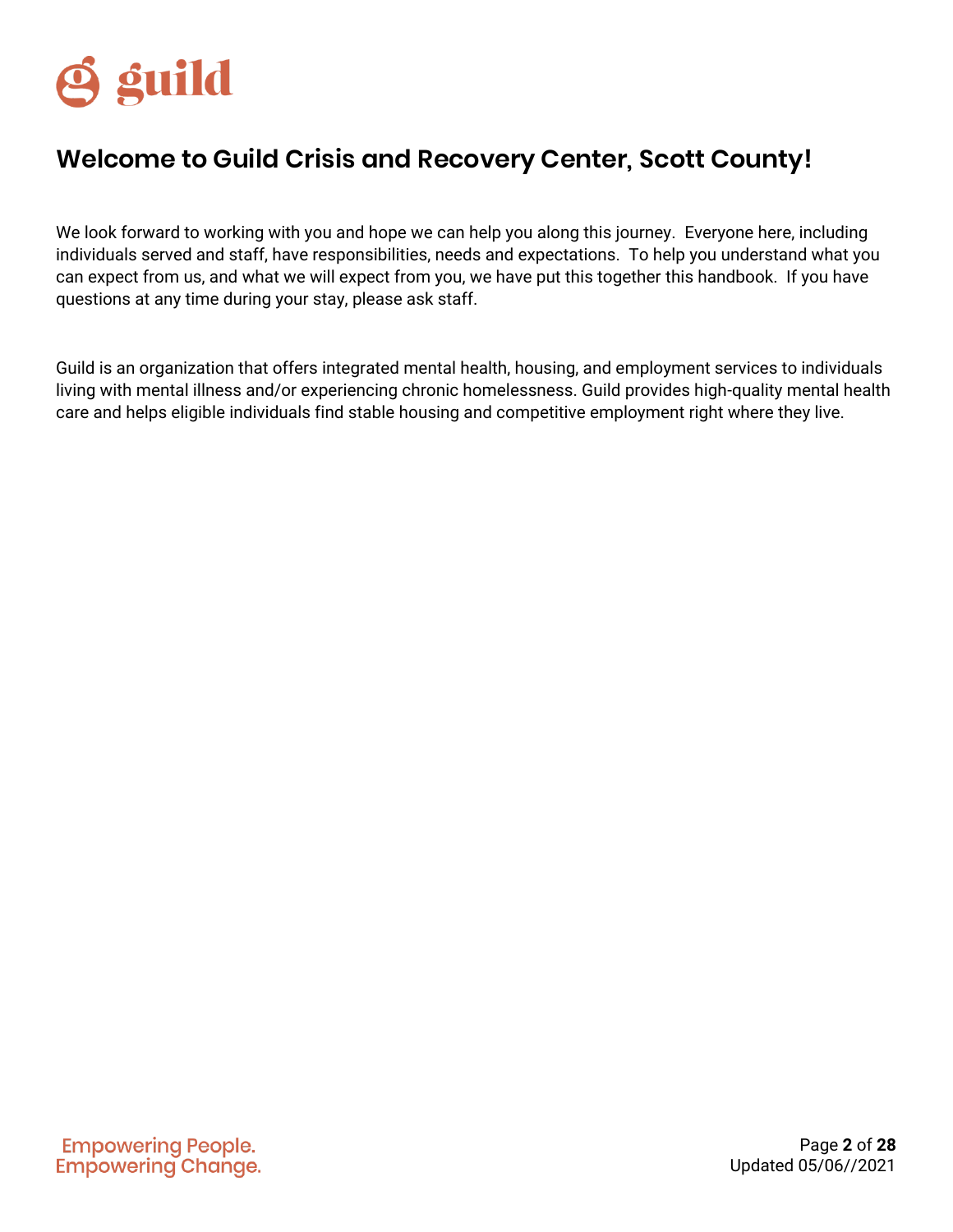guild

# Welcome to Guild Crisis and Recovery Center, Scott County!

We look forward to working with you and hope we can help you along this journey. Everyone here, including individuals served and staff, have responsibilities, needs and expectations. To help you understand what you can expect from us, and what we will expect from you, we have put this together this handbook. If you have questions at any time during your stay, please ask staff.

Guild is an organization that offers integrated mental health, housing, and employment services to individuals living with mental illness and/or experiencing chronic homelessness. Guild provides high-quality mental health care and helps eligible individuals find stable housing and competitive employment right where they live.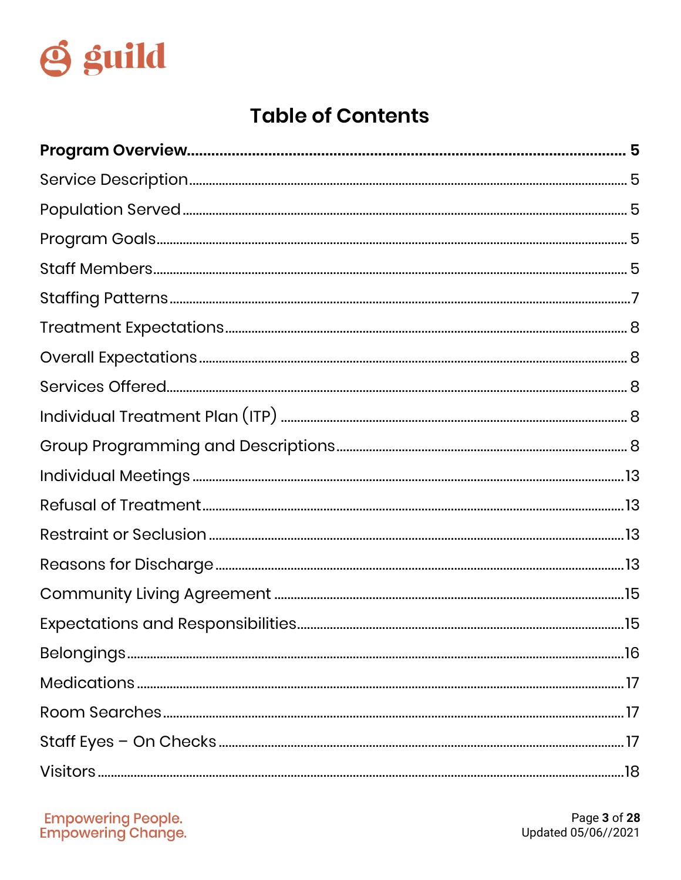# Table of Contents

**Program Overview** ........ **5**

Service Description ........ 5

Population Served ........ 5

Program Goals ........ 5

Staff Members ........ 5

Staffing Patterns ........ 7

Treatment Expectations ........ 8

Overall Expectations ........ 8

Services Offered ........ 8

Individual Treatment Plan (ITP) ........ 8

Group Programming and Descriptions ........ 8

Individual Meetings ........ 13

Refusal of Treatment ........ 13

Restraint or Seclusion ........ 13

Reasons for Discharge ........ 13

Community Living Agreement ........ 15

Expectations and Responsibilities ........ 15

Belongings ........ 16

Medications ........ 17

Room Searches ........ 17

Staff Eyes – On Checks ........ 17

Visitors ........ 18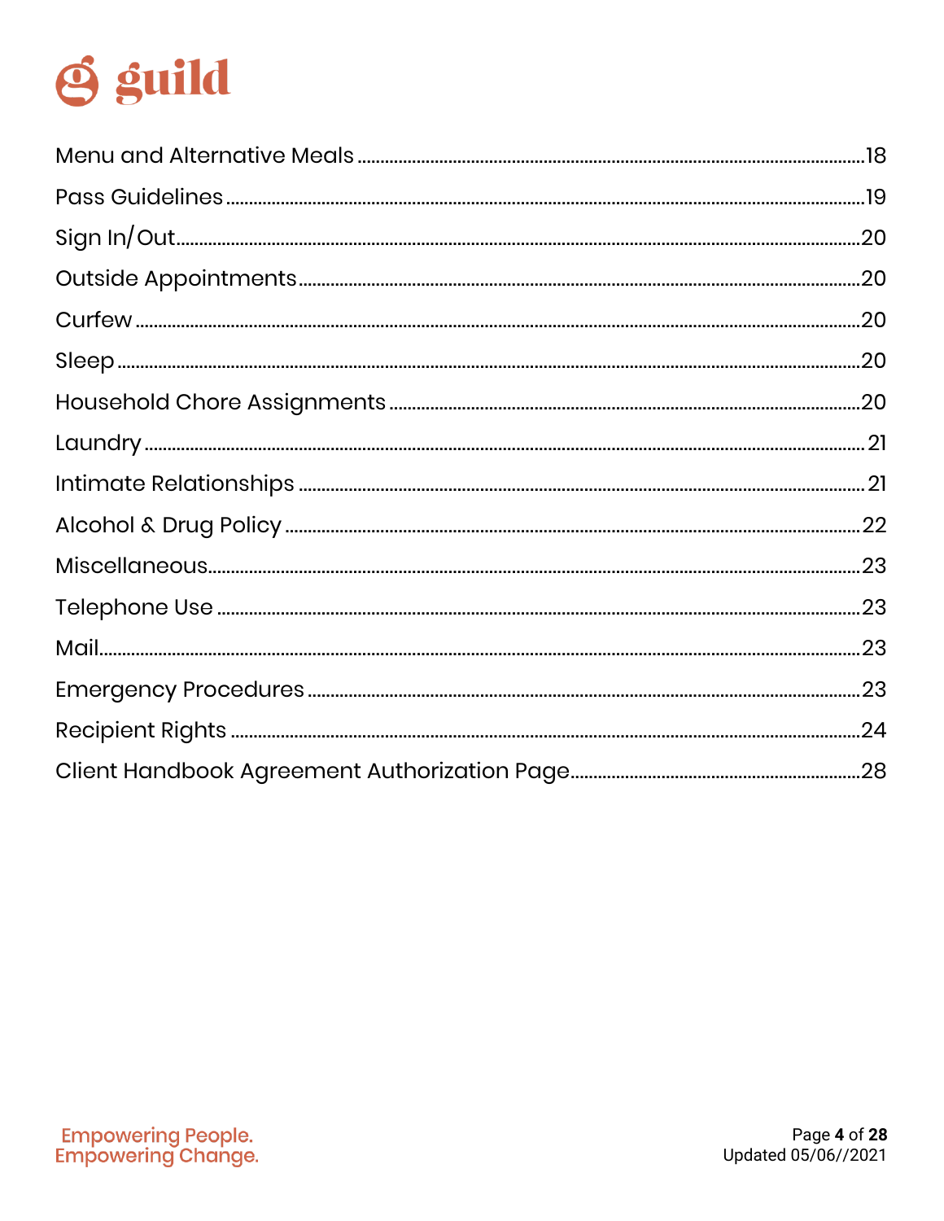Menu and Alternative Meals ........................................................................ 18
Pass Guidelines ........................................................................ 19
Sign In/Out ........................................................................ 20
Outside Appointments ........................................................................ 20
Curfew ........................................................................ 20
Sleep ........................................................................ 20
Household Chore Assignments ........................................................................ 20
Laundry ........................................................................ 21
Intimate Relationships ........................................................................ 21
Alcohol & Drug Policy ........................................................................ 22
Miscellaneous ........................................................................ 23
Telephone Use ........................................................................ 23
Mail ........................................................................ 23
Emergency Procedures ........................................................................ 23
Recipient Rights ........................................................................ 24
Client Handbook Agreement Authorization Page ........................................................................ 28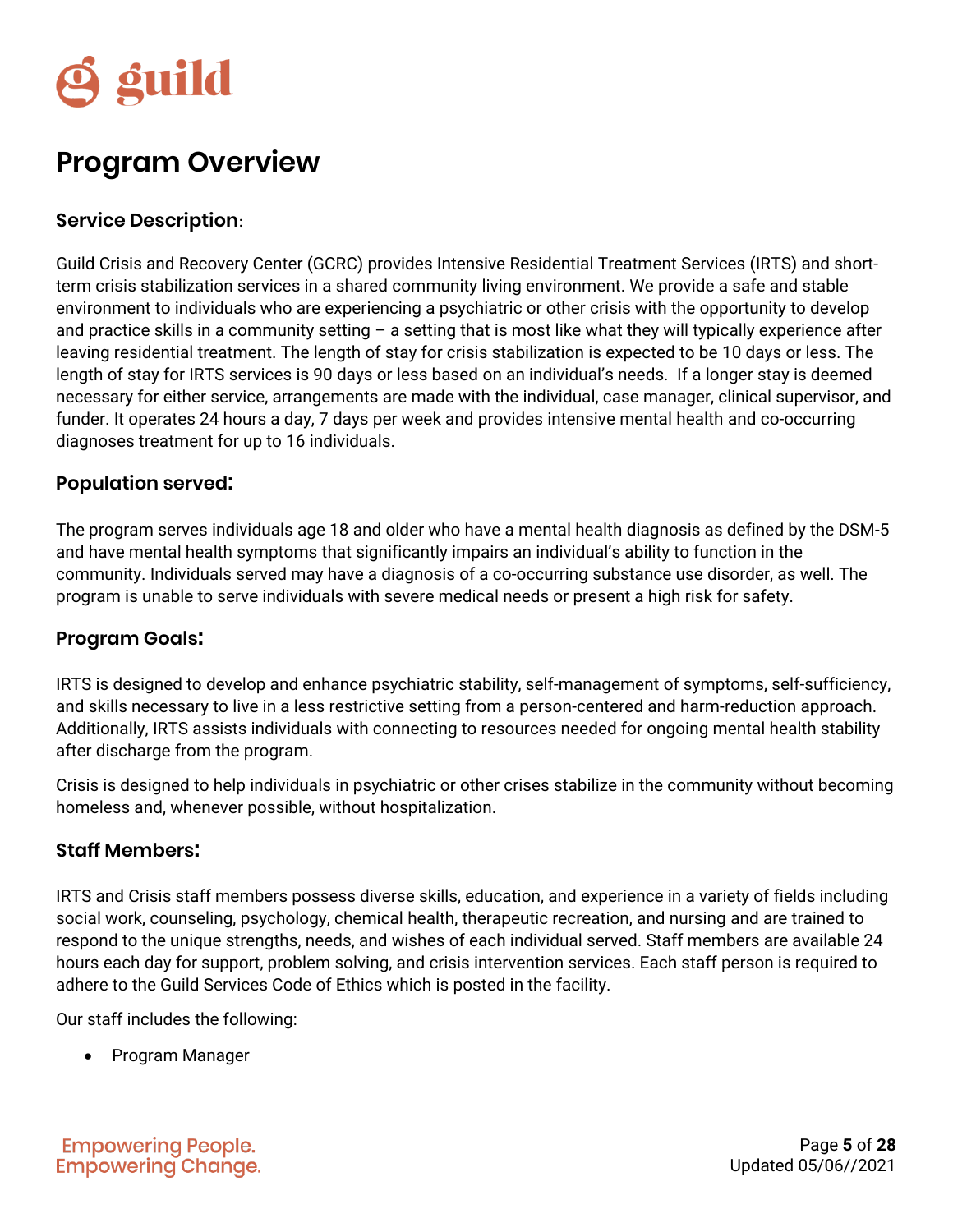# Program Overview

### Service Description:

Guild Crisis and Recovery Center (GCRC) provides Intensive Residential Treatment Services (IRTS) and short-term crisis stabilization services in a shared community living environment. We provide a safe and stable environment to individuals who are experiencing a psychiatric or other crisis with the opportunity to develop and practice skills in a community setting – a setting that is most like what they will typically experience after leaving residential treatment. The length of stay for crisis stabilization is expected to be 10 days or less. The length of stay for IRTS services is 90 days or less based on an individual's needs. If a longer stay is deemed necessary for either service, arrangements are made with the individual, case manager, clinical supervisor, and funder. It operates 24 hours a day, 7 days per week and provides intensive mental health and co-occurring diagnoses treatment for up to 16 individuals.

### Population served:

The program serves individuals age 18 and older who have a mental health diagnosis as defined by the DSM-5 and have mental health symptoms that significantly impairs an individual's ability to function in the community. Individuals served may have a diagnosis of a co-occurring substance use disorder, as well. The program is unable to serve individuals with severe medical needs or present a high risk for safety.

### Program Goals:

IRTS is designed to develop and enhance psychiatric stability, self-management of symptoms, self-sufficiency, and skills necessary to live in a less restrictive setting from a person-centered and harm-reduction approach. Additionally, IRTS assists individuals with connecting to resources needed for ongoing mental health stability after discharge from the program.

Crisis is designed to help individuals in psychiatric or other crises stabilize in the community without becoming homeless and, whenever possible, without hospitalization.

### Staff Members:

IRTS and Crisis staff members possess diverse skills, education, and experience in a variety of fields including social work, counseling, psychology, chemical health, therapeutic recreation, and nursing and are trained to respond to the unique strengths, needs, and wishes of each individual served. Staff members are available 24 hours each day for support, problem solving, and crisis intervention services. Each staff person is required to adhere to the Guild Services Code of Ethics which is posted in the facility.

Our staff includes the following:

- Program Manager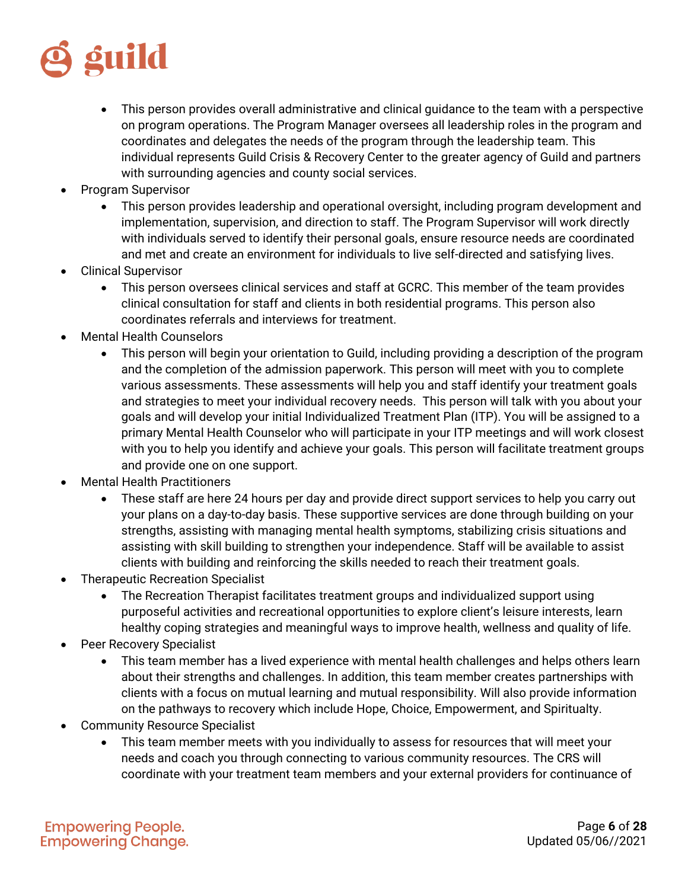- This person provides overall administrative and clinical guidance to the team with a perspective on program operations. The Program Manager oversees all leadership roles in the program and coordinates and delegates the needs of the program through the leadership team. This individual represents Guild Crisis & Recovery Center to the greater agency of Guild and partners with surrounding agencies and county social services.
- Program Supervisor
    - This person provides leadership and operational oversight, including program development and implementation, supervision, and direction to staff. The Program Supervisor will work directly with individuals served to identify their personal goals, ensure resource needs are coordinated and met and create an environment for individuals to live self-directed and satisfying lives.
- Clinical Supervisor
    - This person oversees clinical services and staff at GCRC. This member of the team provides clinical consultation for staff and clients in both residential programs. This person also coordinates referrals and interviews for treatment.
- Mental Health Counselors
    - This person will begin your orientation to Guild, including providing a description of the program and the completion of the admission paperwork. This person will meet with you to complete various assessments. These assessments will help you and staff identify your treatment goals and strategies to meet your individual recovery needs. This person will talk with you about your goals and will develop your initial Individualized Treatment Plan (ITP). You will be assigned to a primary Mental Health Counselor who will participate in your ITP meetings and will work closest with you to help you identify and achieve your goals. This person will facilitate treatment groups and provide one on one support.
- Mental Health Practitioners
    - These staff are here 24 hours per day and provide direct support services to help you carry out your plans on a day-to-day basis. These supportive services are done through building on your strengths, assisting with managing mental health symptoms, stabilizing crisis situations and assisting with skill building to strengthen your independence. Staff will be available to assist clients with building and reinforcing the skills needed to reach their treatment goals.
- Therapeutic Recreation Specialist
    - The Recreation Therapist facilitates treatment groups and individualized support using purposeful activities and recreational opportunities to explore client's leisure interests, learn healthy coping strategies and meaningful ways to improve health, wellness and quality of life.
- Peer Recovery Specialist
    - This team member has a lived experience with mental health challenges and helps others learn about their strengths and challenges. In addition, this team member creates partnerships with clients with a focus on mutual learning and mutual responsibility. Will also provide information on the pathways to recovery which include Hope, Choice, Empowerment, and Spiritualty.
- Community Resource Specialist
    - This team member meets with you individually to assess for resources that will meet your needs and coach you through connecting to various community resources. The CRS will coordinate with your treatment team members and your external providers for continuance of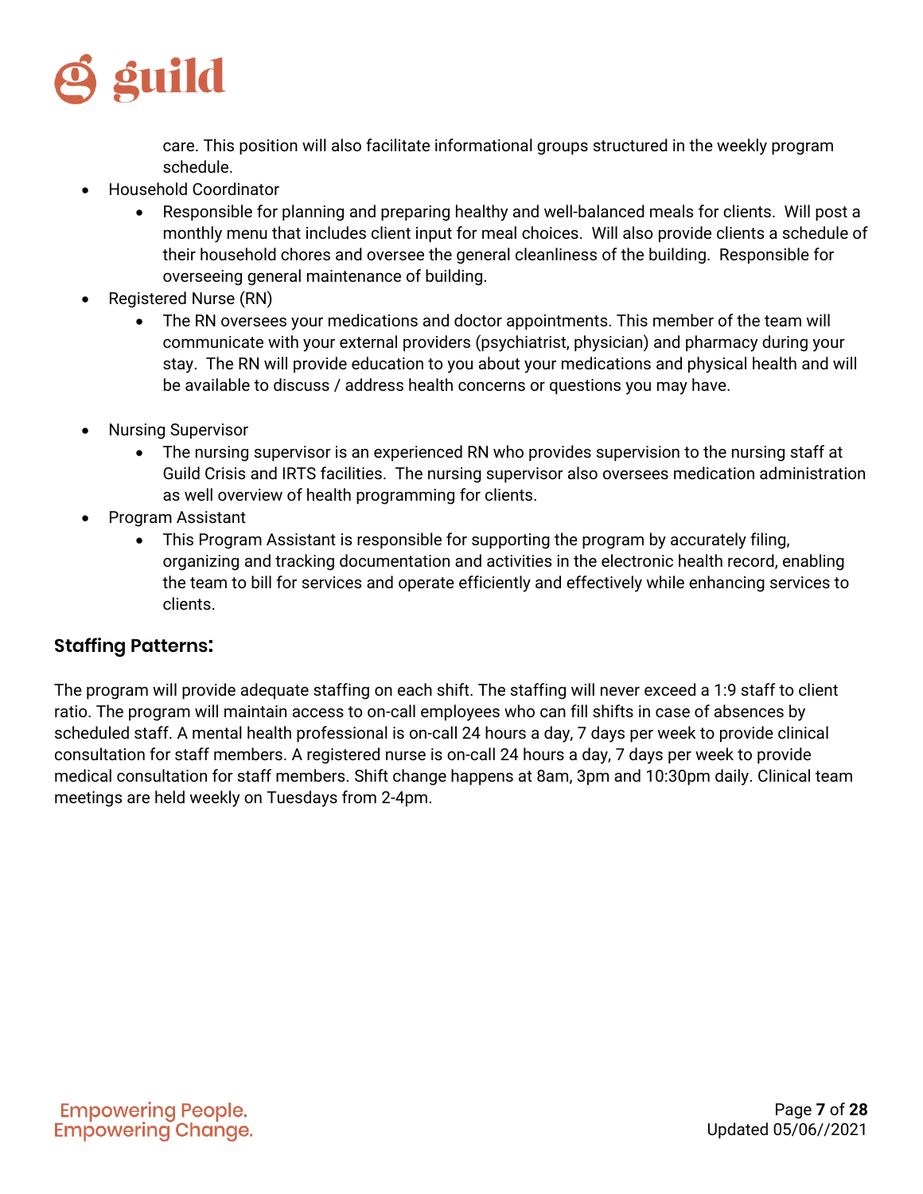care. This position will also facilitate informational groups structured in the weekly program schedule.

- Household Coordinator
    - Responsible for planning and preparing healthy and well-balanced meals for clients. Will post a monthly menu that includes client input for meal choices. Will also provide clients a schedule of their household chores and oversee the general cleanliness of the building. Responsible for overseeing general maintenance of building.
- Registered Nurse (RN)
    - The RN oversees your medications and doctor appointments. This member of the team will communicate with your external providers (psychiatrist, physician) and pharmacy during your stay. The RN will provide education to you about your medications and physical health and will be available to discuss / address health concerns or questions you may have.
- Nursing Supervisor
    - The nursing supervisor is an experienced RN who provides supervision to the nursing staff at Guild Crisis and IRTS facilities. The nursing supervisor also oversees medication administration as well overview of health programming for clients.
- Program Assistant
    - This Program Assistant is responsible for supporting the program by accurately filing, organizing and tracking documentation and activities in the electronic health record, enabling the team to bill for services and operate efficiently and effectively while enhancing services to clients.

## Staffing Patterns:

The program will provide adequate staffing on each shift. The staffing will never exceed a 1:9 staff to client ratio. The program will maintain access to on-call employees who can fill shifts in case of absences by scheduled staff. A mental health professional is on-call 24 hours a day, 7 days per week to provide clinical consultation for staff members. A registered nurse is on-call 24 hours a day, 7 days per week to provide medical consultation for staff members. Shift change happens at 8am, 3pm and 10:30pm daily. Clinical team meetings are held weekly on Tuesdays from 2-4pm.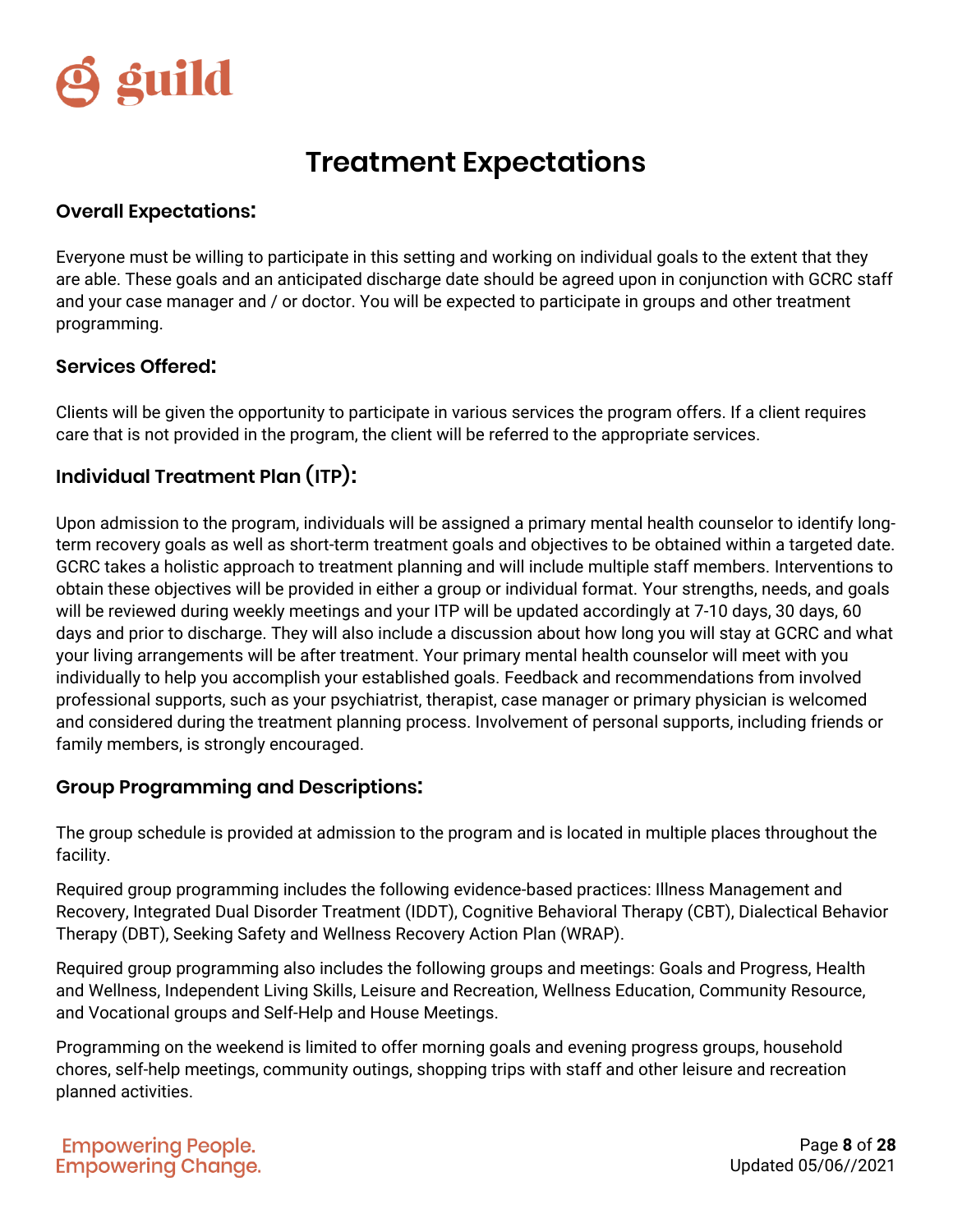# Treatment Expectations

### Overall Expectations:

Everyone must be willing to participate in this setting and working on individual goals to the extent that they are able. These goals and an anticipated discharge date should be agreed upon in conjunction with GCRC staff and your case manager and / or doctor. You will be expected to participate in groups and other treatment programming.

### Services Offered:

Clients will be given the opportunity to participate in various services the program offers. If a client requires care that is not provided in the program, the client will be referred to the appropriate services.

### Individual Treatment Plan (ITP):

Upon admission to the program, individuals will be assigned a primary mental health counselor to identify long-term recovery goals as well as short-term treatment goals and objectives to be obtained within a targeted date. GCRC takes a holistic approach to treatment planning and will include multiple staff members. Interventions to obtain these objectives will be provided in either a group or individual format. Your strengths, needs, and goals will be reviewed during weekly meetings and your ITP will be updated accordingly at 7-10 days, 30 days, 60 days and prior to discharge. They will also include a discussion about how long you will stay at GCRC and what your living arrangements will be after treatment. Your primary mental health counselor will meet with you individually to help you accomplish your established goals. Feedback and recommendations from involved professional supports, such as your psychiatrist, therapist, case manager or primary physician is welcomed and considered during the treatment planning process. Involvement of personal supports, including friends or family members, is strongly encouraged.

### Group Programming and Descriptions:

The group schedule is provided at admission to the program and is located in multiple places throughout the facility.

Required group programming includes the following evidence-based practices: Illness Management and Recovery, Integrated Dual Disorder Treatment (IDDT), Cognitive Behavioral Therapy (CBT), Dialectical Behavior Therapy (DBT), Seeking Safety and Wellness Recovery Action Plan (WRAP).

Required group programming also includes the following groups and meetings: Goals and Progress, Health and Wellness, Independent Living Skills, Leisure and Recreation, Wellness Education, Community Resource, and Vocational groups and Self-Help and House Meetings.

Programming on the weekend is limited to offer morning goals and evening progress groups, household chores, self-help meetings, community outings, shopping trips with staff and other leisure and recreation planned activities.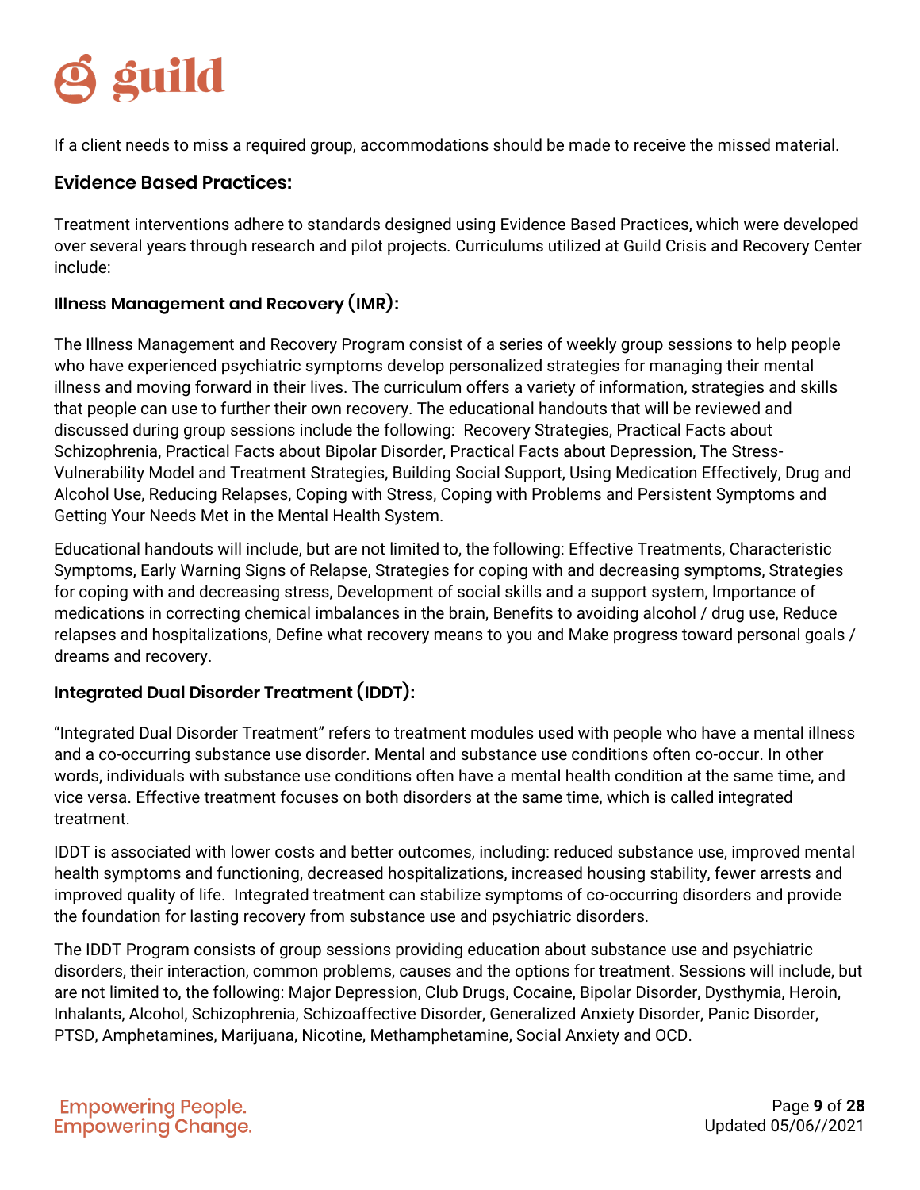If a client needs to miss a required group, accommodations should be made to receive the missed material.

## Evidence Based Practices:

Treatment interventions adhere to standards designed using Evidence Based Practices, which were developed over several years through research and pilot projects. Curriculums utilized at Guild Crisis and Recovery Center include:

### Illness Management and Recovery (IMR):

The Illness Management and Recovery Program consist of a series of weekly group sessions to help people who have experienced psychiatric symptoms develop personalized strategies for managing their mental illness and moving forward in their lives. The curriculum offers a variety of information, strategies and skills that people can use to further their own recovery. The educational handouts that will be reviewed and discussed during group sessions include the following: Recovery Strategies, Practical Facts about Schizophrenia, Practical Facts about Bipolar Disorder, Practical Facts about Depression, The Stress-Vulnerability Model and Treatment Strategies, Building Social Support, Using Medication Effectively, Drug and Alcohol Use, Reducing Relapses, Coping with Stress, Coping with Problems and Persistent Symptoms and Getting Your Needs Met in the Mental Health System.

Educational handouts will include, but are not limited to, the following: Effective Treatments, Characteristic Symptoms, Early Warning Signs of Relapse, Strategies for coping with and decreasing symptoms, Strategies for coping with and decreasing stress, Development of social skills and a support system, Importance of medications in correcting chemical imbalances in the brain, Benefits to avoiding alcohol / drug use, Reduce relapses and hospitalizations, Define what recovery means to you and Make progress toward personal goals / dreams and recovery.

### Integrated Dual Disorder Treatment (IDDT):

"Integrated Dual Disorder Treatment" refers to treatment modules used with people who have a mental illness and a co-occurring substance use disorder. Mental and substance use conditions often co-occur. In other words, individuals with substance use conditions often have a mental health condition at the same time, and vice versa. Effective treatment focuses on both disorders at the same time, which is called integrated treatment.

IDDT is associated with lower costs and better outcomes, including: reduced substance use, improved mental health symptoms and functioning, decreased hospitalizations, increased housing stability, fewer arrests and improved quality of life. Integrated treatment can stabilize symptoms of co-occurring disorders and provide the foundation for lasting recovery from substance use and psychiatric disorders.

The IDDT Program consists of group sessions providing education about substance use and psychiatric disorders, their interaction, common problems, causes and the options for treatment. Sessions will include, but are not limited to, the following: Major Depression, Club Drugs, Cocaine, Bipolar Disorder, Dysthymia, Heroin, Inhalants, Alcohol, Schizophrenia, Schizoaffective Disorder, Generalized Anxiety Disorder, Panic Disorder, PTSD, Amphetamines, Marijuana, Nicotine, Methamphetamine, Social Anxiety and OCD.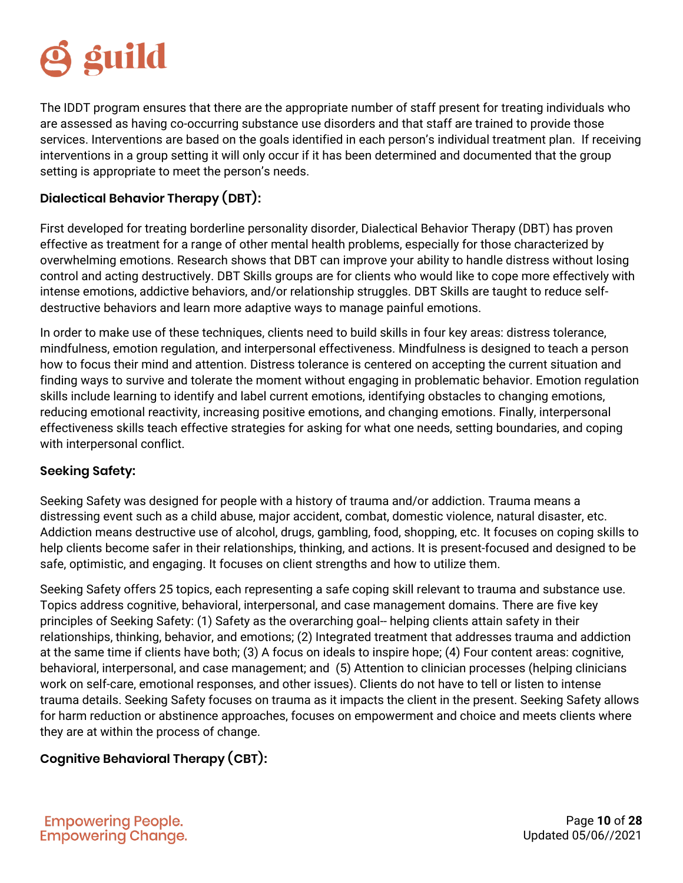The IDDT program ensures that there are the appropriate number of staff present for treating individuals who are assessed as having co-occurring substance use disorders and that staff are trained to provide those services. Interventions are based on the goals identified in each person's individual treatment plan. If receiving interventions in a group setting it will only occur if it has been determined and documented that the group setting is appropriate to meet the person's needs.

### Dialectical Behavior Therapy (DBT):

First developed for treating borderline personality disorder, Dialectical Behavior Therapy (DBT) has proven effective as treatment for a range of other mental health problems, especially for those characterized by overwhelming emotions. Research shows that DBT can improve your ability to handle distress without losing control and acting destructively. DBT Skills groups are for clients who would like to cope more effectively with intense emotions, addictive behaviors, and/or relationship struggles. DBT Skills are taught to reduce self-destructive behaviors and learn more adaptive ways to manage painful emotions.

In order to make use of these techniques, clients need to build skills in four key areas: distress tolerance, mindfulness, emotion regulation, and interpersonal effectiveness. Mindfulness is designed to teach a person how to focus their mind and attention. Distress tolerance is centered on accepting the current situation and finding ways to survive and tolerate the moment without engaging in problematic behavior. Emotion regulation skills include learning to identify and label current emotions, identifying obstacles to changing emotions, reducing emotional reactivity, increasing positive emotions, and changing emotions. Finally, interpersonal effectiveness skills teach effective strategies for asking for what one needs, setting boundaries, and coping with interpersonal conflict.

### Seeking Safety:

Seeking Safety was designed for people with a history of trauma and/or addiction. Trauma means a distressing event such as a child abuse, major accident, combat, domestic violence, natural disaster, etc. Addiction means destructive use of alcohol, drugs, gambling, food, shopping, etc. It focuses on coping skills to help clients become safer in their relationships, thinking, and actions. It is present-focused and designed to be safe, optimistic, and engaging. It focuses on client strengths and how to utilize them.

Seeking Safety offers 25 topics, each representing a safe coping skill relevant to trauma and substance use. Topics address cognitive, behavioral, interpersonal, and case management domains. There are five key principles of Seeking Safety: (1) Safety as the overarching goal-- helping clients attain safety in their relationships, thinking, behavior, and emotions; (2) Integrated treatment that addresses trauma and addiction at the same time if clients have both; (3) A focus on ideals to inspire hope; (4) Four content areas: cognitive, behavioral, interpersonal, and case management; and (5) Attention to clinician processes (helping clinicians work on self-care, emotional responses, and other issues). Clients do not have to tell or listen to intense trauma details. Seeking Safety focuses on trauma as it impacts the client in the present. Seeking Safety allows for harm reduction or abstinence approaches, focuses on empowerment and choice and meets clients where they are at within the process of change.

### Cognitive Behavioral Therapy (CBT):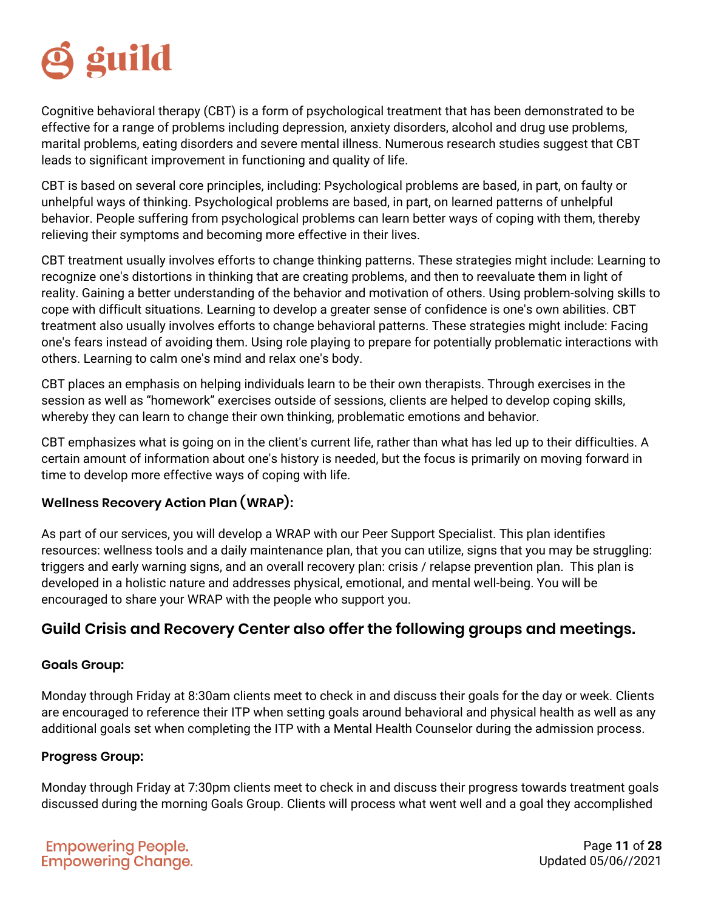Cognitive behavioral therapy (CBT) is a form of psychological treatment that has been demonstrated to be effective for a range of problems including depression, anxiety disorders, alcohol and drug use problems, marital problems, eating disorders and severe mental illness. Numerous research studies suggest that CBT leads to significant improvement in functioning and quality of life.

CBT is based on several core principles, including: Psychological problems are based, in part, on faulty or unhelpful ways of thinking. Psychological problems are based, in part, on learned patterns of unhelpful behavior. People suffering from psychological problems can learn better ways of coping with them, thereby relieving their symptoms and becoming more effective in their lives.

CBT treatment usually involves efforts to change thinking patterns. These strategies might include: Learning to recognize one's distortions in thinking that are creating problems, and then to reevaluate them in light of reality. Gaining a better understanding of the behavior and motivation of others. Using problem-solving skills to cope with difficult situations. Learning to develop a greater sense of confidence is one's own abilities. CBT treatment also usually involves efforts to change behavioral patterns. These strategies might include: Facing one's fears instead of avoiding them. Using role playing to prepare for potentially problematic interactions with others. Learning to calm one's mind and relax one's body.

CBT places an emphasis on helping individuals learn to be their own therapists. Through exercises in the session as well as "homework" exercises outside of sessions, clients are helped to develop coping skills, whereby they can learn to change their own thinking, problematic emotions and behavior.

CBT emphasizes what is going on in the client's current life, rather than what has led up to their difficulties. A certain amount of information about one's history is needed, but the focus is primarily on moving forward in time to develop more effective ways of coping with life.

**Wellness Recovery Action Plan (WRAP):**

As part of our services, you will develop a WRAP with our Peer Support Specialist. This plan identifies resources: wellness tools and a daily maintenance plan, that you can utilize, signs that you may be struggling: triggers and early warning signs, and an overall recovery plan: crisis / relapse prevention plan. This plan is developed in a holistic nature and addresses physical, emotional, and mental well-being. You will be encouraged to share your WRAP with the people who support you.

## Guild Crisis and Recovery Center also offer the following groups and meetings.

**Goals Group:**

Monday through Friday at 8:30am clients meet to check in and discuss their goals for the day or week. Clients are encouraged to reference their ITP when setting goals around behavioral and physical health as well as any additional goals set when completing the ITP with a Mental Health Counselor during the admission process.

**Progress Group:**

Monday through Friday at 7:30pm clients meet to check in and discuss their progress towards treatment goals discussed during the morning Goals Group. Clients will process what went well and a goal they accomplished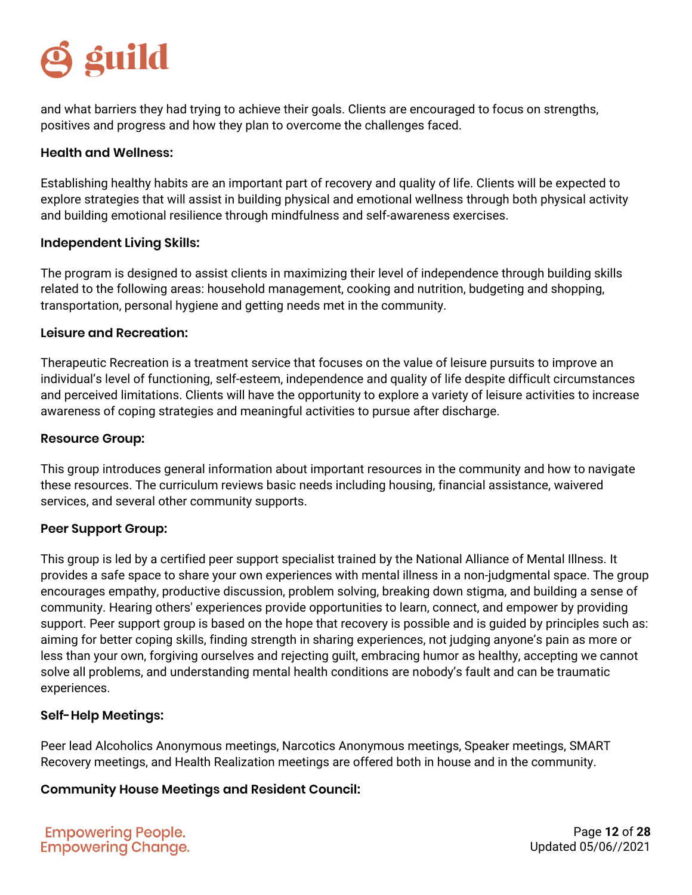and what barriers they had trying to achieve their goals. Clients are encouraged to focus on strengths, positives and progress and how they plan to overcome the challenges faced.

**Health and Wellness:**

Establishing healthy habits are an important part of recovery and quality of life. Clients will be expected to explore strategies that will assist in building physical and emotional wellness through both physical activity and building emotional resilience through mindfulness and self-awareness exercises.

**Independent Living Skills:**

The program is designed to assist clients in maximizing their level of independence through building skills related to the following areas: household management, cooking and nutrition, budgeting and shopping, transportation, personal hygiene and getting needs met in the community.

**Leisure and Recreation:**

Therapeutic Recreation is a treatment service that focuses on the value of leisure pursuits to improve an individual's level of functioning, self-esteem, independence and quality of life despite difficult circumstances and perceived limitations. Clients will have the opportunity to explore a variety of leisure activities to increase awareness of coping strategies and meaningful activities to pursue after discharge.

**Resource Group:**

This group introduces general information about important resources in the community and how to navigate these resources. The curriculum reviews basic needs including housing, financial assistance, waivered services, and several other community supports.

**Peer Support Group:**

This group is led by a certified peer support specialist trained by the National Alliance of Mental Illness. It provides a safe space to share your own experiences with mental illness in a non-judgmental space. The group encourages empathy, productive discussion, problem solving, breaking down stigma, and building a sense of community. Hearing others' experiences provide opportunities to learn, connect, and empower by providing support. Peer support group is based on the hope that recovery is possible and is guided by principles such as: aiming for better coping skills, finding strength in sharing experiences, not judging anyone's pain as more or less than your own, forgiving ourselves and rejecting guilt, embracing humor as healthy, accepting we cannot solve all problems, and understanding mental health conditions are nobody's fault and can be traumatic experiences.

**Self-Help Meetings:**

Peer lead Alcoholics Anonymous meetings, Narcotics Anonymous meetings, Speaker meetings, SMART Recovery meetings, and Health Realization meetings are offered both in house and in the community.

**Community House Meetings and Resident Council:**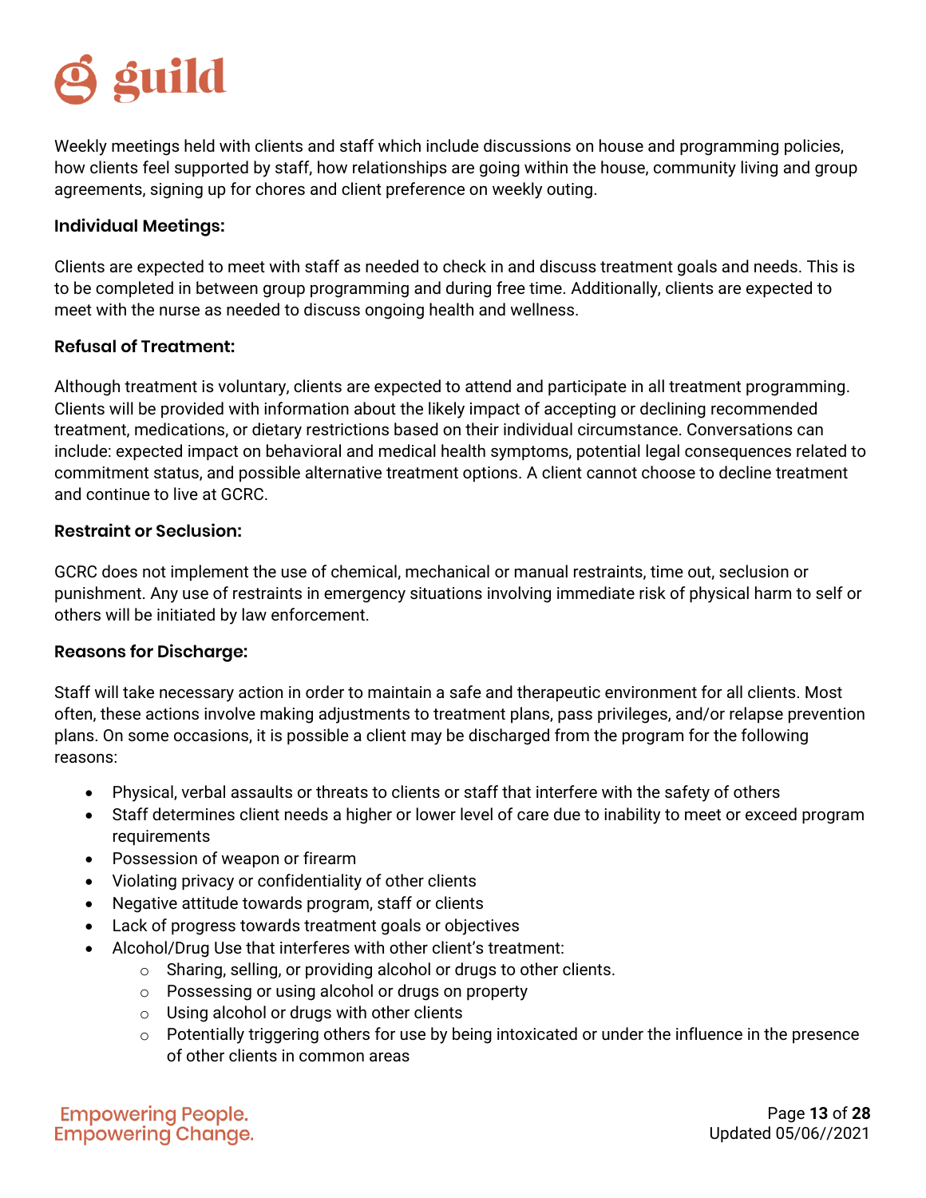Weekly meetings held with clients and staff which include discussions on house and programming policies, how clients feel supported by staff, how relationships are going within the house, community living and group agreements, signing up for chores and client preference on weekly outing.

**Individual Meetings:**

Clients are expected to meet with staff as needed to check in and discuss treatment goals and needs. This is to be completed in between group programming and during free time. Additionally, clients are expected to meet with the nurse as needed to discuss ongoing health and wellness.

**Refusal of Treatment:**

Although treatment is voluntary, clients are expected to attend and participate in all treatment programming. Clients will be provided with information about the likely impact of accepting or declining recommended treatment, medications, or dietary restrictions based on their individual circumstance. Conversations can include: expected impact on behavioral and medical health symptoms, potential legal consequences related to commitment status, and possible alternative treatment options. A client cannot choose to decline treatment and continue to live at GCRC.

**Restraint or Seclusion:**

GCRC does not implement the use of chemical, mechanical or manual restraints, time out, seclusion or punishment. Any use of restraints in emergency situations involving immediate risk of physical harm to self or others will be initiated by law enforcement.

**Reasons for Discharge:**

Staff will take necessary action in order to maintain a safe and therapeutic environment for all clients. Most often, these actions involve making adjustments to treatment plans, pass privileges, and/or relapse prevention plans. On some occasions, it is possible a client may be discharged from the program for the following reasons:

- Physical, verbal assaults or threats to clients or staff that interfere with the safety of others
- Staff determines client needs a higher or lower level of care due to inability to meet or exceed program requirements
- Possession of weapon or firearm
- Violating privacy or confidentiality of other clients
- Negative attitude towards program, staff or clients
- Lack of progress towards treatment goals or objectives
- Alcohol/Drug Use that interferes with other client's treatment:
  - Sharing, selling, or providing alcohol or drugs to other clients.
  - Possessing or using alcohol or drugs on property
  - Using alcohol or drugs with other clients
  - Potentially triggering others for use by being intoxicated or under the influence in the presence of other clients in common areas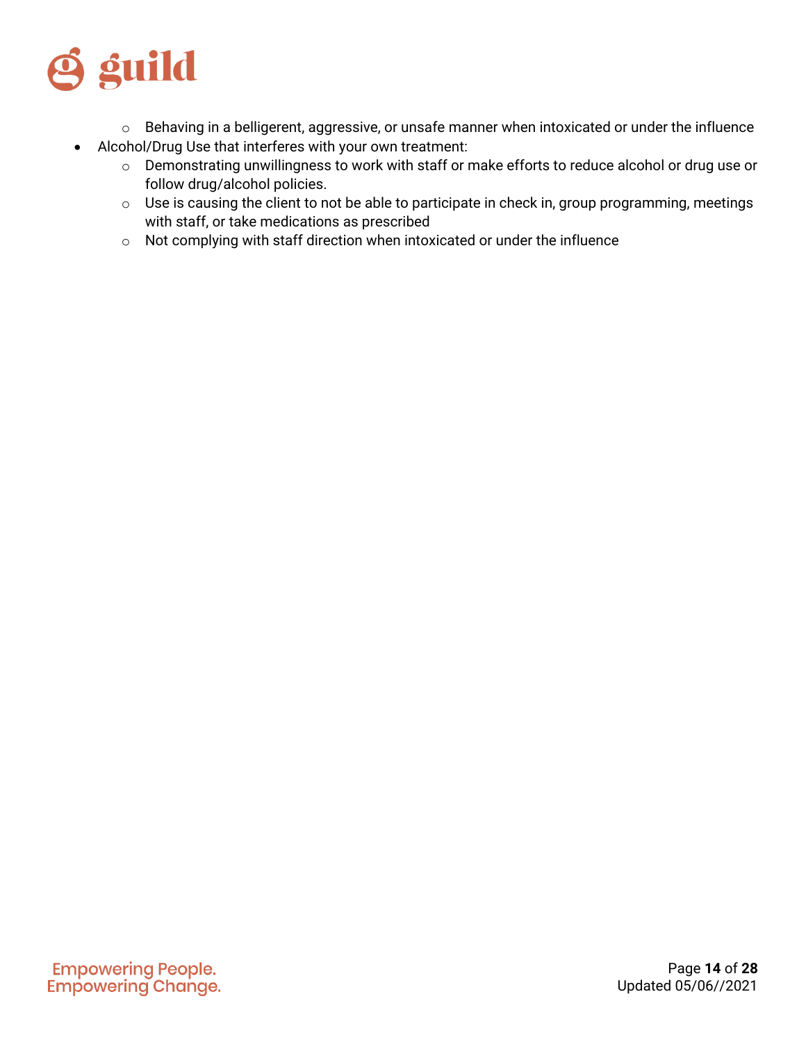- Behaving in a belligerent, aggressive, or unsafe manner when intoxicated or under the influence
- Alcohol/Drug Use that interferes with your own treatment:
    - Demonstrating unwillingness to work with staff or make efforts to reduce alcohol or drug use or follow drug/alcohol policies.
    - Use is causing the client to not be able to participate in check in, group programming, meetings with staff, or take medications as prescribed
    - Not complying with staff direction when intoxicated or under the influence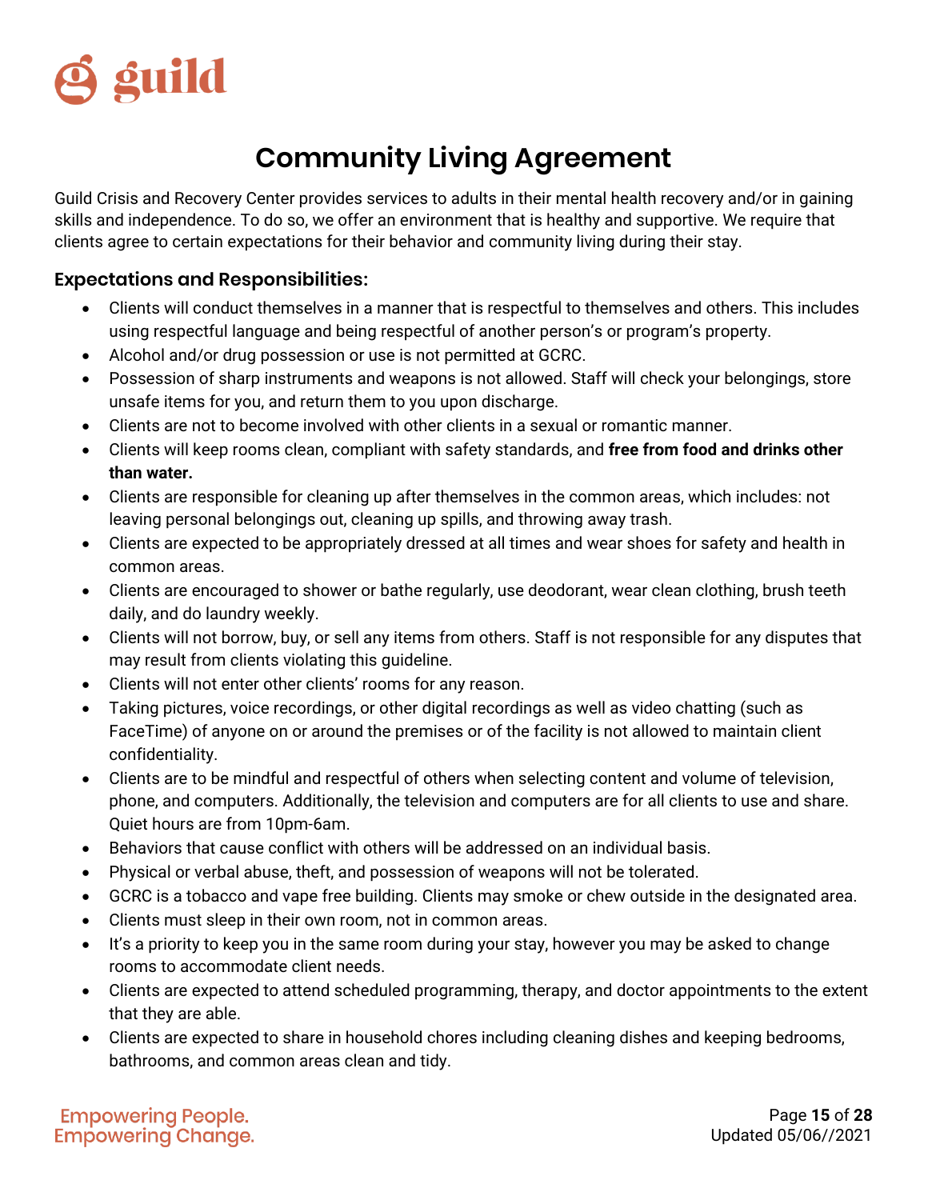# Community Living Agreement

Guild Crisis and Recovery Center provides services to adults in their mental health recovery and/or in gaining skills and independence. To do so, we offer an environment that is healthy and supportive. We require that clients agree to certain expectations for their behavior and community living during their stay.

### Expectations and Responsibilities:

- Clients will conduct themselves in a manner that is respectful to themselves and others. This includes using respectful language and being respectful of another person's or program's property.
- Alcohol and/or drug possession or use is not permitted at GCRC.
- Possession of sharp instruments and weapons is not allowed. Staff will check your belongings, store unsafe items for you, and return them to you upon discharge.
- Clients are not to become involved with other clients in a sexual or romantic manner.
- Clients will keep rooms clean, compliant with safety standards, and **free from food and drinks other than water.**
- Clients are responsible for cleaning up after themselves in the common areas, which includes: not leaving personal belongings out, cleaning up spills, and throwing away trash.
- Clients are expected to be appropriately dressed at all times and wear shoes for safety and health in common areas.
- Clients are encouraged to shower or bathe regularly, use deodorant, wear clean clothing, brush teeth daily, and do laundry weekly.
- Clients will not borrow, buy, or sell any items from others. Staff is not responsible for any disputes that may result from clients violating this guideline.
- Clients will not enter other clients' rooms for any reason.
- Taking pictures, voice recordings, or other digital recordings as well as video chatting (such as FaceTime) of anyone on or around the premises or of the facility is not allowed to maintain client confidentiality.
- Clients are to be mindful and respectful of others when selecting content and volume of television, phone, and computers. Additionally, the television and computers are for all clients to use and share. Quiet hours are from 10pm-6am.
- Behaviors that cause conflict with others will be addressed on an individual basis.
- Physical or verbal abuse, theft, and possession of weapons will not be tolerated.
- GCRC is a tobacco and vape free building. Clients may smoke or chew outside in the designated area.
- Clients must sleep in their own room, not in common areas.
- It's a priority to keep you in the same room during your stay, however you may be asked to change rooms to accommodate client needs.
- Clients are expected to attend scheduled programming, therapy, and doctor appointments to the extent that they are able.
- Clients are expected to share in household chores including cleaning dishes and keeping bedrooms, bathrooms, and common areas clean and tidy.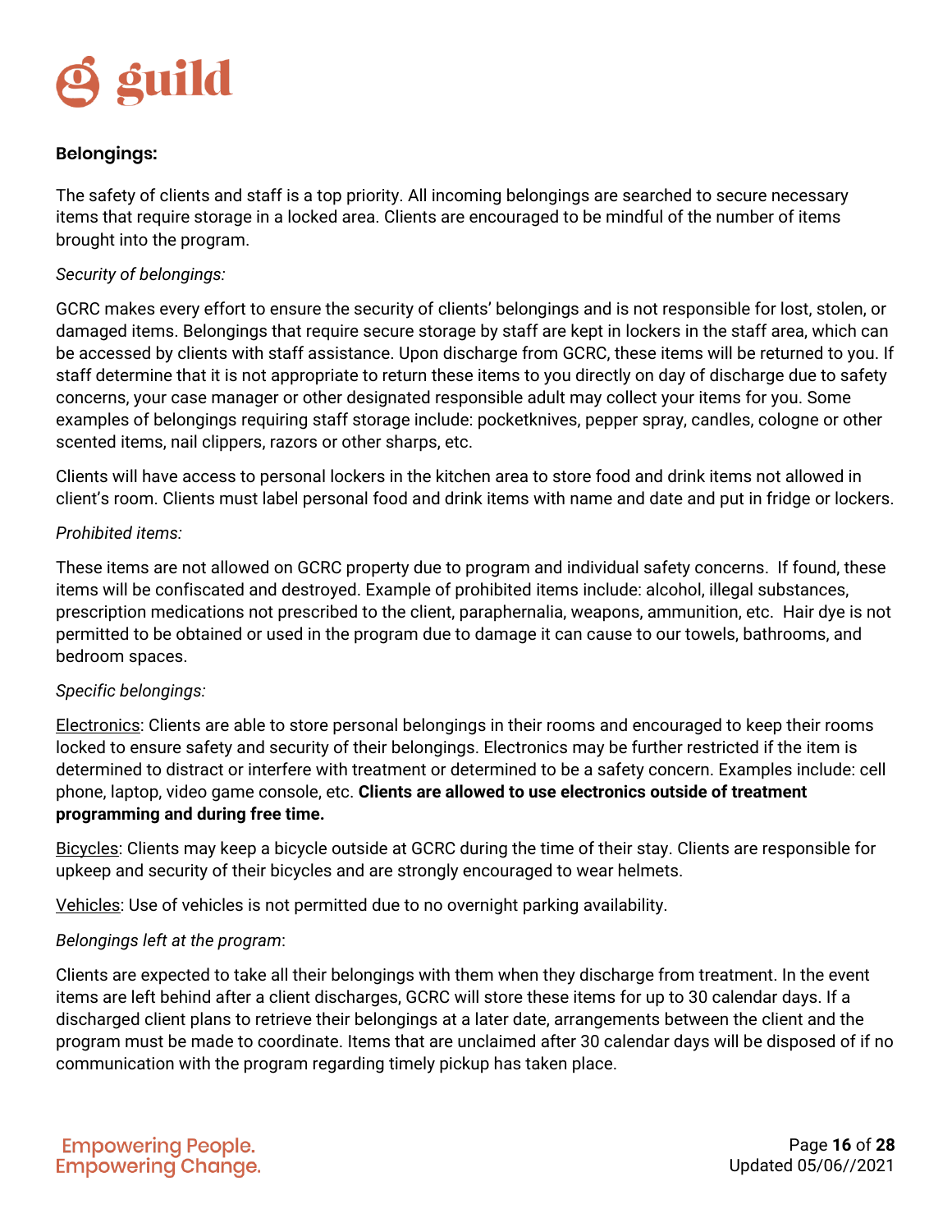## Belongings:

The safety of clients and staff is a top priority. All incoming belongings are searched to secure necessary items that require storage in a locked area. Clients are encouraged to be mindful of the number of items brought into the program.

*Security of belongings:*

GCRC makes every effort to ensure the security of clients' belongings and is not responsible for lost, stolen, or damaged items. Belongings that require secure storage by staff are kept in lockers in the staff area, which can be accessed by clients with staff assistance. Upon discharge from GCRC, these items will be returned to you. If staff determine that it is not appropriate to return these items to you directly on day of discharge due to safety concerns, your case manager or other designated responsible adult may collect your items for you. Some examples of belongings requiring staff storage include: pocketknives, pepper spray, candles, cologne or other scented items, nail clippers, razors or other sharps, etc.

Clients will have access to personal lockers in the kitchen area to store food and drink items not allowed in client's room. Clients must label personal food and drink items with name and date and put in fridge or lockers.

*Prohibited items:*

These items are not allowed on GCRC property due to program and individual safety concerns. If found, these items will be confiscated and destroyed. Example of prohibited items include: alcohol, illegal substances, prescription medications not prescribed to the client, paraphernalia, weapons, ammunition, etc. Hair dye is not permitted to be obtained or used in the program due to damage it can cause to our towels, bathrooms, and bedroom spaces.

*Specific belongings:*

<u>Electronics</u>: Clients are able to store personal belongings in their rooms and encouraged to keep their rooms locked to ensure safety and security of their belongings. Electronics may be further restricted if the item is determined to distract or interfere with treatment or determined to be a safety concern. Examples include: cell phone, laptop, video game console, etc. **Clients are allowed to use electronics outside of treatment programming and during free time.**

<u>Bicycles</u>: Clients may keep a bicycle outside at GCRC during the time of their stay. Clients are responsible for upkeep and security of their bicycles and are strongly encouraged to wear helmets.

<u>Vehicles</u>: Use of vehicles is not permitted due to no overnight parking availability.

*Belongings left at the program*:

Clients are expected to take all their belongings with them when they discharge from treatment. In the event items are left behind after a client discharges, GCRC will store these items for up to 30 calendar days. If a discharged client plans to retrieve their belongings at a later date, arrangements between the client and the program must be made to coordinate. Items that are unclaimed after 30 calendar days will be disposed of if no communication with the program regarding timely pickup has taken place.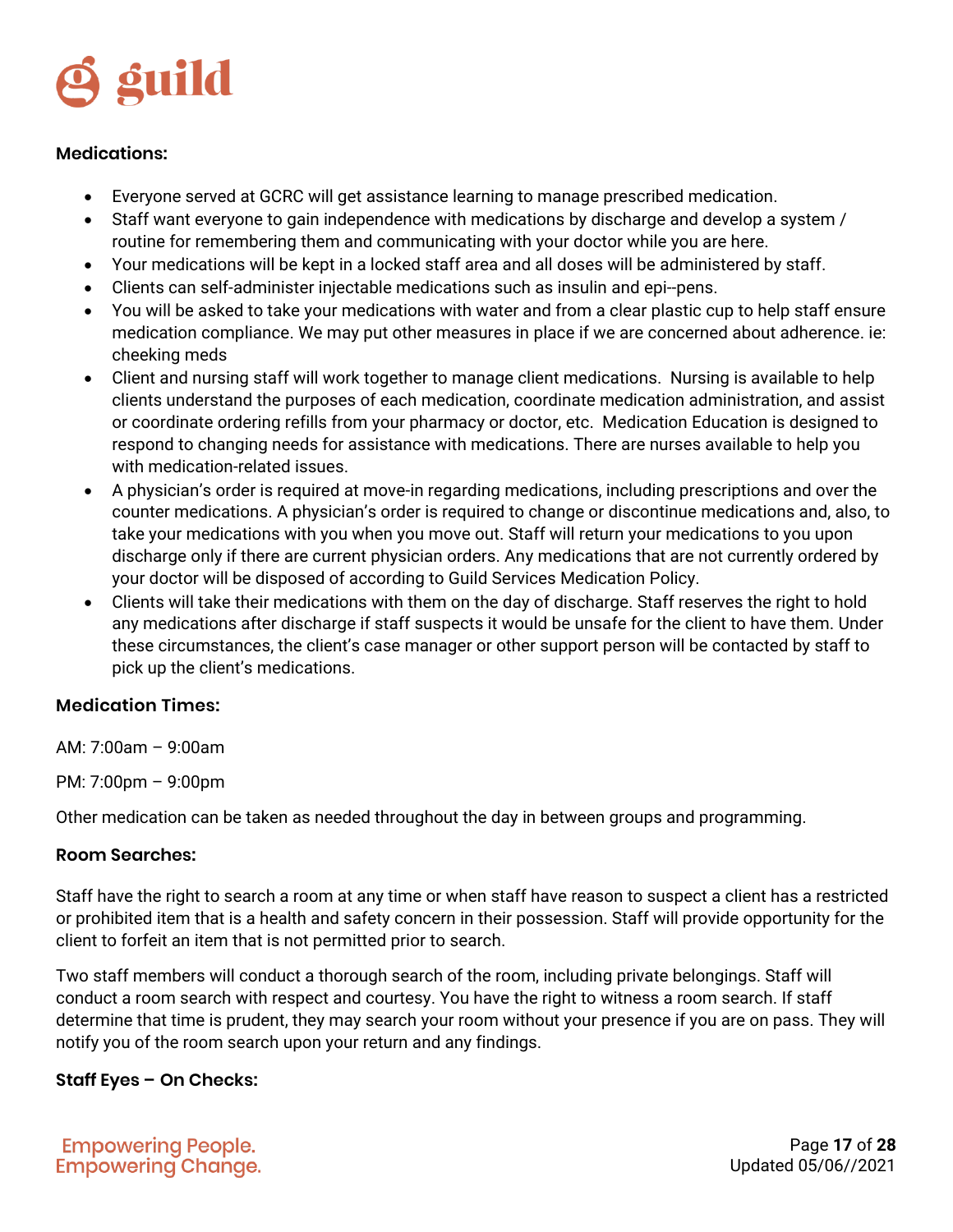**Medications:**

- Everyone served at GCRC will get assistance learning to manage prescribed medication.
- Staff want everyone to gain independence with medications by discharge and develop a system / routine for remembering them and communicating with your doctor while you are here.
- Your medications will be kept in a locked staff area and all doses will be administered by staff.
- Clients can self-administer injectable medications such as insulin and epi--pens.
- You will be asked to take your medications with water and from a clear plastic cup to help staff ensure medication compliance. We may put other measures in place if we are concerned about adherence. ie: cheeking meds
- Client and nursing staff will work together to manage client medications. Nursing is available to help clients understand the purposes of each medication, coordinate medication administration, and assist or coordinate ordering refills from your pharmacy or doctor, etc. Medication Education is designed to respond to changing needs for assistance with medications. There are nurses available to help you with medication-related issues.
- A physician's order is required at move-in regarding medications, including prescriptions and over the counter medications. A physician's order is required to change or discontinue medications and, also, to take your medications with you when you move out. Staff will return your medications to you upon discharge only if there are current physician orders. Any medications that are not currently ordered by your doctor will be disposed of according to Guild Services Medication Policy.
- Clients will take their medications with them on the day of discharge. Staff reserves the right to hold any medications after discharge if staff suspects it would be unsafe for the client to have them. Under these circumstances, the client's case manager or other support person will be contacted by staff to pick up the client's medications.

**Medication Times:**

AM: 7:00am – 9:00am

PM: 7:00pm – 9:00pm

Other medication can be taken as needed throughout the day in between groups and programming.

**Room Searches:**

Staff have the right to search a room at any time or when staff have reason to suspect a client has a restricted or prohibited item that is a health and safety concern in their possession. Staff will provide opportunity for the client to forfeit an item that is not permitted prior to search.

Two staff members will conduct a thorough search of the room, including private belongings. Staff will conduct a room search with respect and courtesy. You have the right to witness a room search. If staff determine that time is prudent, they may search your room without your presence if you are on pass. They will notify you of the room search upon your return and any findings.

**Staff Eyes – On Checks:**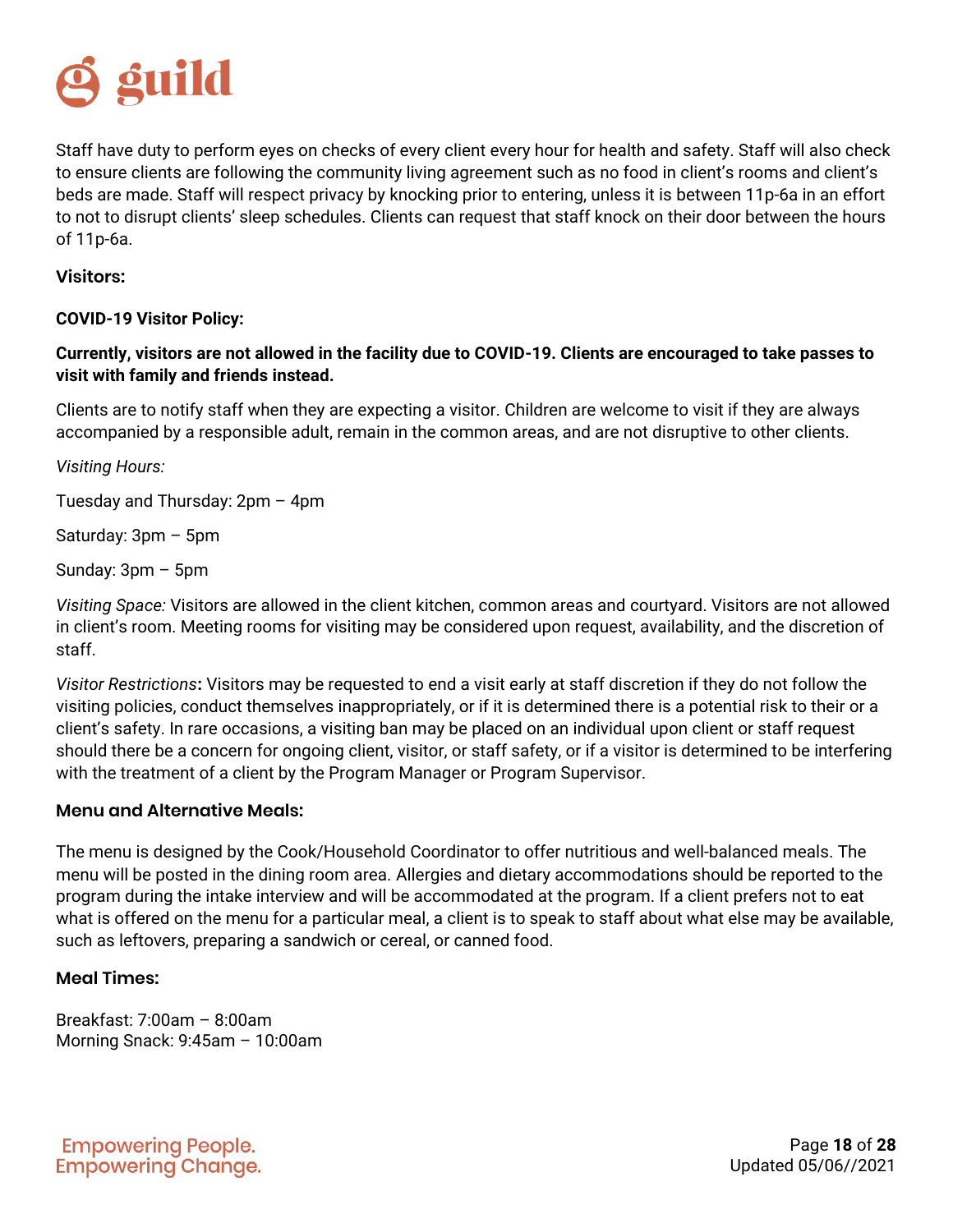Staff have duty to perform eyes on checks of every client every hour for health and safety. Staff will also check to ensure clients are following the community living agreement such as no food in client's rooms and client's beds are made. Staff will respect privacy by knocking prior to entering, unless it is between 11p-6a in an effort to not to disrupt clients' sleep schedules. Clients can request that staff knock on their door between the hours of 11p-6a.

**Visitors:**

**COVID-19 Visitor Policy:**

**Currently, visitors are not allowed in the facility due to COVID-19. Clients are encouraged to take passes to visit with family and friends instead.**

Clients are to notify staff when they are expecting a visitor. Children are welcome to visit if they are always accompanied by a responsible adult, remain in the common areas, and are not disruptive to other clients.

*Visiting Hours:*

Tuesday and Thursday: 2pm – 4pm

Saturday: 3pm – 5pm

Sunday: 3pm – 5pm

*Visiting Space:* Visitors are allowed in the client kitchen, common areas and courtyard. Visitors are not allowed in client's room. Meeting rooms for visiting may be considered upon request, availability, and the discretion of staff.

*Visitor Restrictions***:** Visitors may be requested to end a visit early at staff discretion if they do not follow the visiting policies, conduct themselves inappropriately, or if it is determined there is a potential risk to their or a client's safety. In rare occasions, a visiting ban may be placed on an individual upon client or staff request should there be a concern for ongoing client, visitor, or staff safety, or if a visitor is determined to be interfering with the treatment of a client by the Program Manager or Program Supervisor.

**Menu and Alternative Meals:**

The menu is designed by the Cook/Household Coordinator to offer nutritious and well-balanced meals. The menu will be posted in the dining room area. Allergies and dietary accommodations should be reported to the program during the intake interview and will be accommodated at the program. If a client prefers not to eat what is offered on the menu for a particular meal, a client is to speak to staff about what else may be available, such as leftovers, preparing a sandwich or cereal, or canned food.

**Meal Times:**

Breakfast: 7:00am – 8:00am
Morning Snack: 9:45am – 10:00am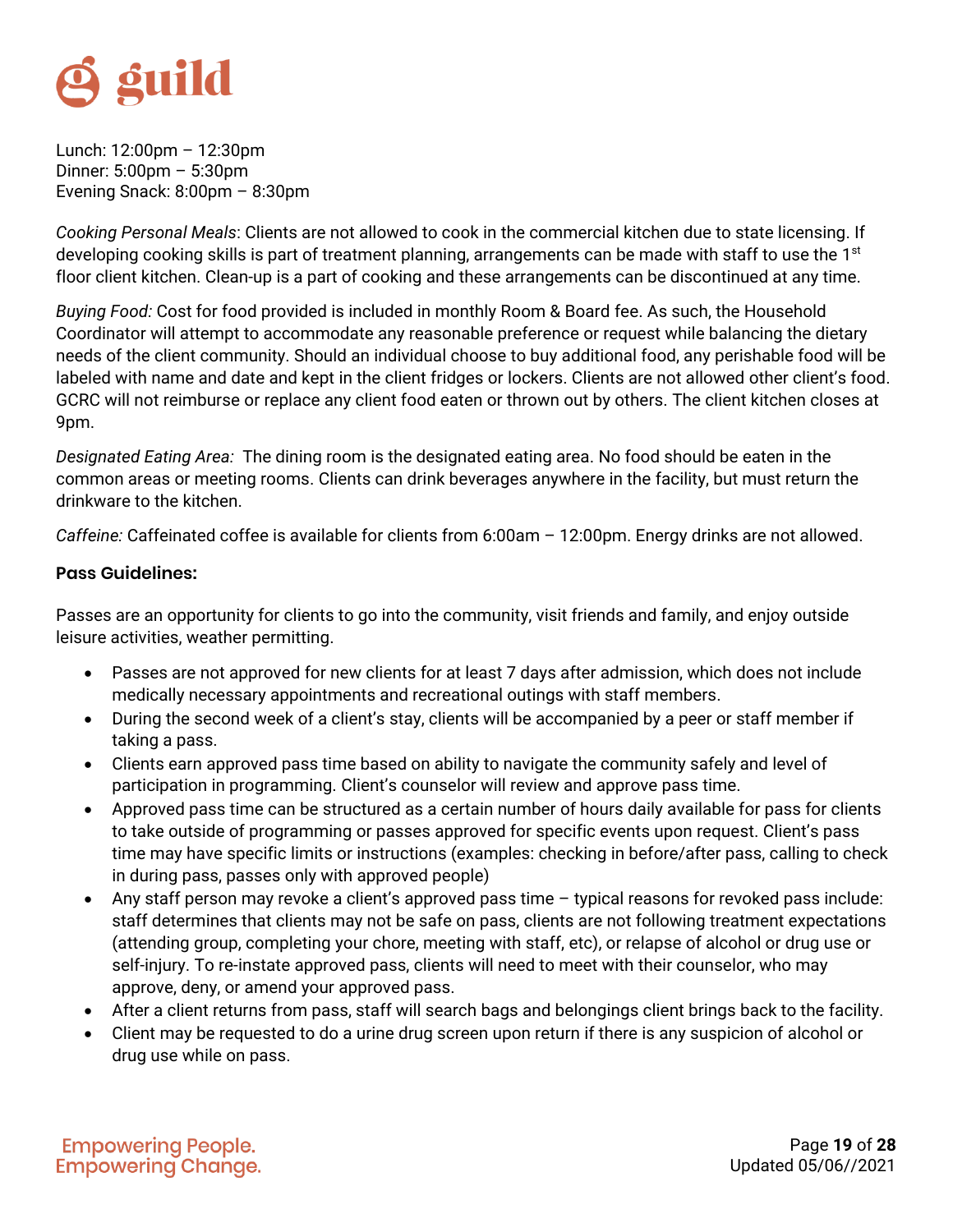Lunch: 12:00pm – 12:30pm
Dinner: 5:00pm – 5:30pm
Evening Snack: 8:00pm – 8:30pm

*Cooking Personal Meals*: Clients are not allowed to cook in the commercial kitchen due to state licensing. If developing cooking skills is part of treatment planning, arrangements can be made with staff to use the 1st floor client kitchen. Clean-up is a part of cooking and these arrangements can be discontinued at any time.

*Buying Food:* Cost for food provided is included in monthly Room & Board fee. As such, the Household Coordinator will attempt to accommodate any reasonable preference or request while balancing the dietary needs of the client community. Should an individual choose to buy additional food, any perishable food will be labeled with name and date and kept in the client fridges or lockers. Clients are not allowed other client's food. GCRC will not reimburse or replace any client food eaten or thrown out by others. The client kitchen closes at 9pm.

*Designated Eating Area:* The dining room is the designated eating area. No food should be eaten in the common areas or meeting rooms. Clients can drink beverages anywhere in the facility, but must return the drinkware to the kitchen.

*Caffeine:* Caffeinated coffee is available for clients from 6:00am – 12:00pm. Energy drinks are not allowed.

**Pass Guidelines:**

Passes are an opportunity for clients to go into the community, visit friends and family, and enjoy outside leisure activities, weather permitting.

- Passes are not approved for new clients for at least 7 days after admission, which does not include medically necessary appointments and recreational outings with staff members.
- During the second week of a client's stay, clients will be accompanied by a peer or staff member if taking a pass.
- Clients earn approved pass time based on ability to navigate the community safely and level of participation in programming. Client's counselor will review and approve pass time.
- Approved pass time can be structured as a certain number of hours daily available for pass for clients to take outside of programming or passes approved for specific events upon request. Client's pass time may have specific limits or instructions (examples: checking in before/after pass, calling to check in during pass, passes only with approved people)
- Any staff person may revoke a client's approved pass time – typical reasons for revoked pass include: staff determines that clients may not be safe on pass, clients are not following treatment expectations (attending group, completing your chore, meeting with staff, etc), or relapse of alcohol or drug use or self-injury. To re-instate approved pass, clients will need to meet with their counselor, who may approve, deny, or amend your approved pass.
- After a client returns from pass, staff will search bags and belongings client brings back to the facility.
- Client may be requested to do a urine drug screen upon return if there is any suspicion of alcohol or drug use while on pass.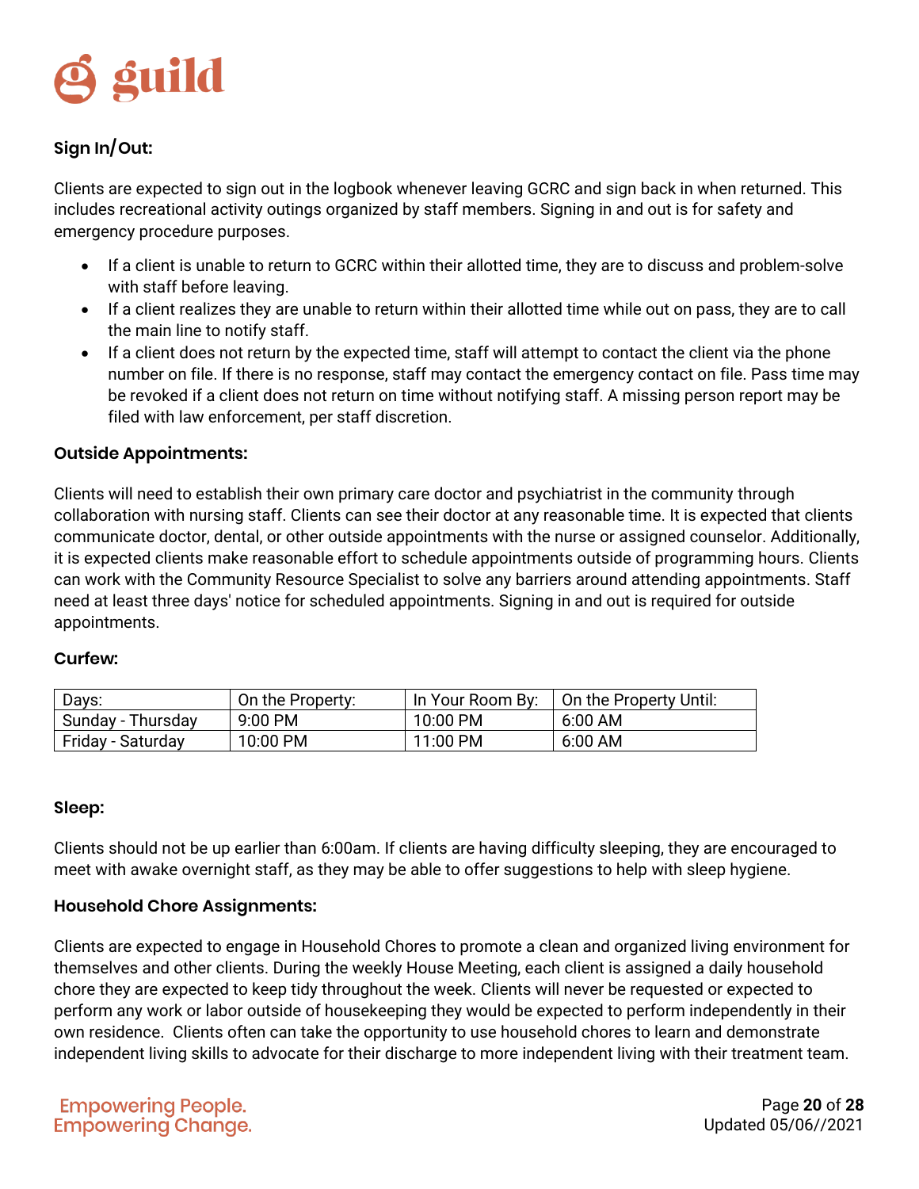### Sign In/Out:

Clients are expected to sign out in the logbook whenever leaving GCRC and sign back in when returned. This includes recreational activity outings organized by staff members. Signing in and out is for safety and emergency procedure purposes.

- If a client is unable to return to GCRC within their allotted time, they are to discuss and problem-solve with staff before leaving.
- If a client realizes they are unable to return within their allotted time while out on pass, they are to call the main line to notify staff.
- If a client does not return by the expected time, staff will attempt to contact the client via the phone number on file. If there is no response, staff may contact the emergency contact on file. Pass time may be revoked if a client does not return on time without notifying staff. A missing person report may be filed with law enforcement, per staff discretion.

### Outside Appointments:

Clients will need to establish their own primary care doctor and psychiatrist in the community through collaboration with nursing staff. Clients can see their doctor at any reasonable time. It is expected that clients communicate doctor, dental, or other outside appointments with the nurse or assigned counselor. Additionally, it is expected clients make reasonable effort to schedule appointments outside of programming hours. Clients can work with the Community Resource Specialist to solve any barriers around attending appointments. Staff need at least three days' notice for scheduled appointments. Signing in and out is required for outside appointments.

### Curfew:

| Days: | On the Property: | In Your Room By: | On the Property Until: |
|---|---|---|---|
| Sunday - Thursday | 9:00 PM | 10:00 PM | 6:00 AM |
| Friday - Saturday | 10:00 PM | 11:00 PM | 6:00 AM |

### Sleep:

Clients should not be up earlier than 6:00am. If clients are having difficulty sleeping, they are encouraged to meet with awake overnight staff, as they may be able to offer suggestions to help with sleep hygiene.

### Household Chore Assignments:

Clients are expected to engage in Household Chores to promote a clean and organized living environment for themselves and other clients. During the weekly House Meeting, each client is assigned a daily household chore they are expected to keep tidy throughout the week. Clients will never be requested or expected to perform any work or labor outside of housekeeping they would be expected to perform independently in their own residence. Clients often can take the opportunity to use household chores to learn and demonstrate independent living skills to advocate for their discharge to more independent living with their treatment team.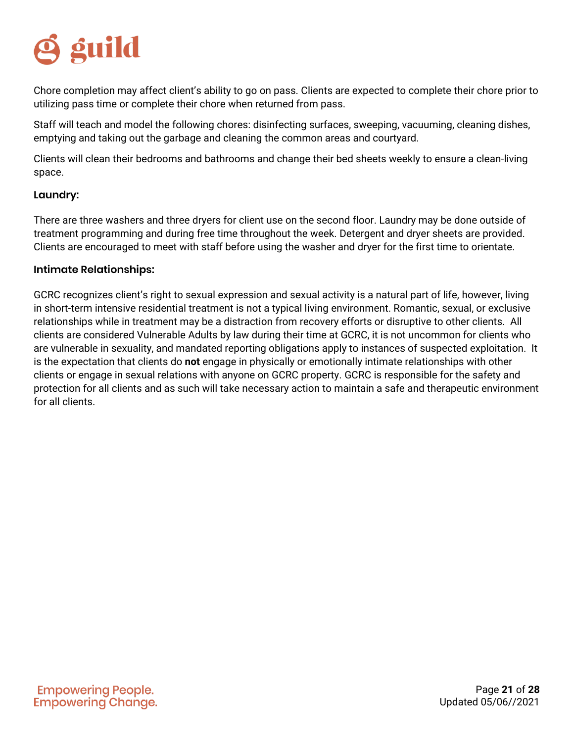Chore completion may affect client's ability to go on pass. Clients are expected to complete their chore prior to utilizing pass time or complete their chore when returned from pass.

Staff will teach and model the following chores: disinfecting surfaces, sweeping, vacuuming, cleaning dishes, emptying and taking out the garbage and cleaning the common areas and courtyard.

Clients will clean their bedrooms and bathrooms and change their bed sheets weekly to ensure a clean-living space.

### Laundry:

There are three washers and three dryers for client use on the second floor. Laundry may be done outside of treatment programming and during free time throughout the week. Detergent and dryer sheets are provided. Clients are encouraged to meet with staff before using the washer and dryer for the first time to orientate.

### Intimate Relationships:

GCRC recognizes client's right to sexual expression and sexual activity is a natural part of life, however, living in short-term intensive residential treatment is not a typical living environment. Romantic, sexual, or exclusive relationships while in treatment may be a distraction from recovery efforts or disruptive to other clients. All clients are considered Vulnerable Adults by law during their time at GCRC, it is not uncommon for clients who are vulnerable in sexuality, and mandated reporting obligations apply to instances of suspected exploitation. It is the expectation that clients do **not** engage in physically or emotionally intimate relationships with other clients or engage in sexual relations with anyone on GCRC property. GCRC is responsible for the safety and protection for all clients and as such will take necessary action to maintain a safe and therapeutic environment for all clients.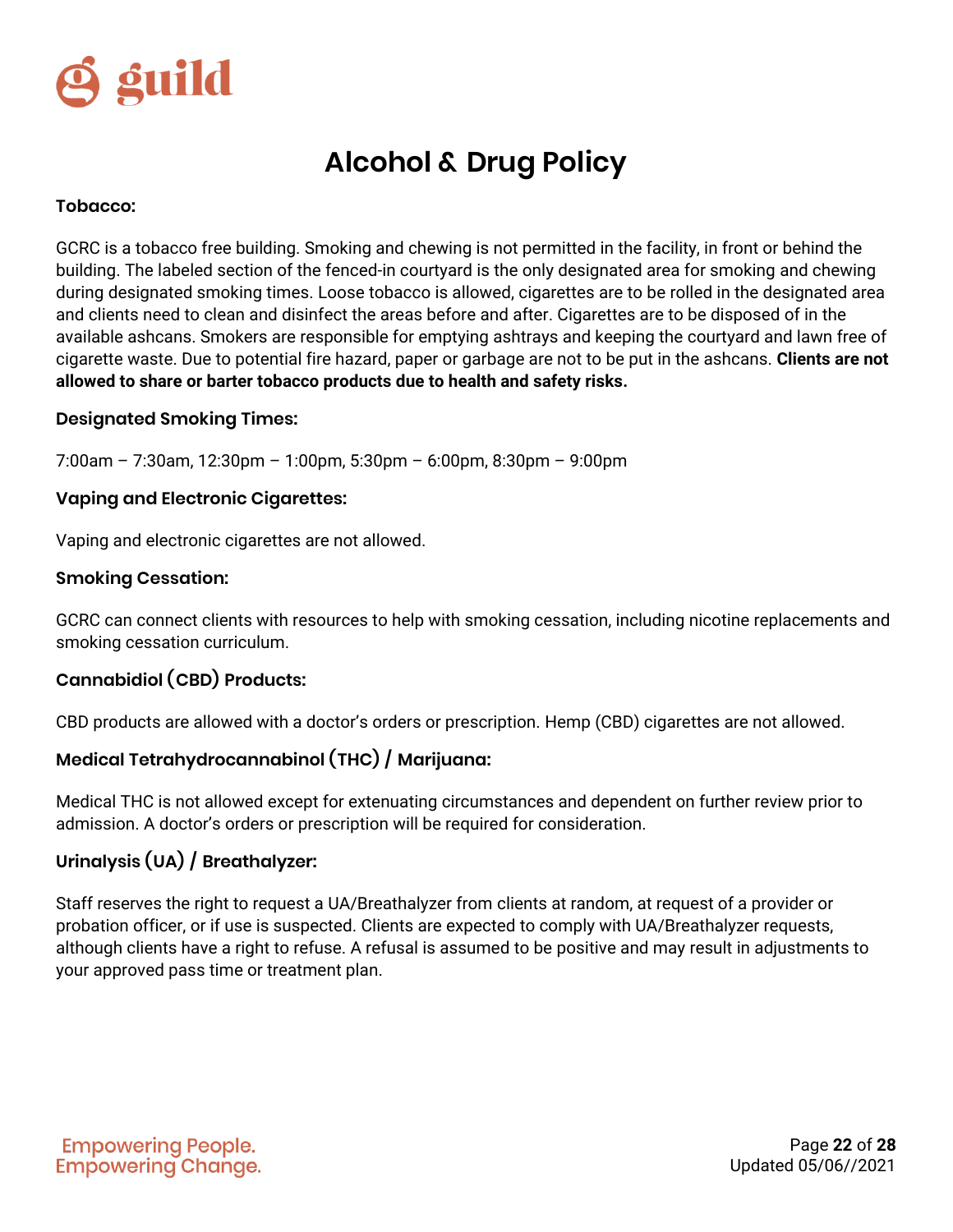# Alcohol & Drug Policy

**Tobacco:**

GCRC is a tobacco free building. Smoking and chewing is not permitted in the facility, in front or behind the building. The labeled section of the fenced-in courtyard is the only designated area for smoking and chewing during designated smoking times. Loose tobacco is allowed, cigarettes are to be rolled in the designated area and clients need to clean and disinfect the areas before and after. Cigarettes are to be disposed of in the available ashcans. Smokers are responsible for emptying ashtrays and keeping the courtyard and lawn free of cigarette waste. Due to potential fire hazard, paper or garbage are not to be put in the ashcans. **Clients are not allowed to share or barter tobacco products due to health and safety risks.**

### Designated Smoking Times:

7:00am – 7:30am, 12:30pm – 1:00pm, 5:30pm – 6:00pm, 8:30pm – 9:00pm

### Vaping and Electronic Cigarettes:

Vaping and electronic cigarettes are not allowed.

### Smoking Cessation:

GCRC can connect clients with resources to help with smoking cessation, including nicotine replacements and smoking cessation curriculum.

### Cannabidiol (CBD) Products:

CBD products are allowed with a doctor's orders or prescription. Hemp (CBD) cigarettes are not allowed.

### Medical Tetrahydrocannabinol (THC) / Marijuana:

Medical THC is not allowed except for extenuating circumstances and dependent on further review prior to admission. A doctor's orders or prescription will be required for consideration.

### Urinalysis (UA) / Breathalyzer:

Staff reserves the right to request a UA/Breathalyzer from clients at random, at request of a provider or probation officer, or if use is suspected. Clients are expected to comply with UA/Breathalyzer requests, although clients have a right to refuse. A refusal is assumed to be positive and may result in adjustments to your approved pass time or treatment plan.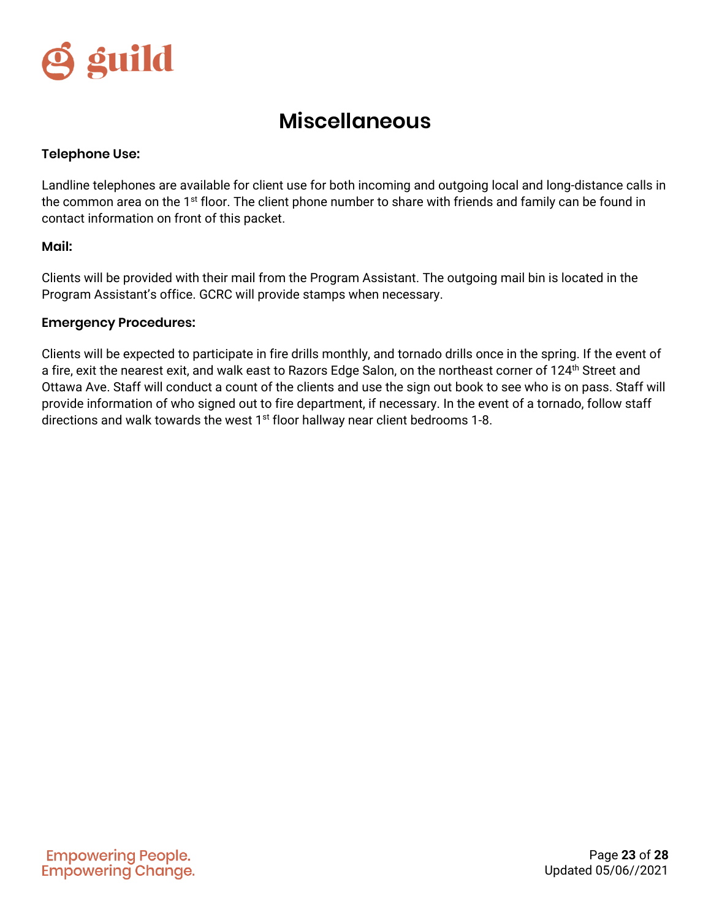# Miscellaneous

**Telephone Use:**

Landline telephones are available for client use for both incoming and outgoing local and long-distance calls in the common area on the 1st floor. The client phone number to share with friends and family can be found in contact information on front of this packet.

**Mail:**

Clients will be provided with their mail from the Program Assistant. The outgoing mail bin is located in the Program Assistant's office. GCRC will provide stamps when necessary.

**Emergency Procedures:**

Clients will be expected to participate in fire drills monthly, and tornado drills once in the spring. If the event of a fire, exit the nearest exit, and walk east to Razors Edge Salon, on the northeast corner of 124th Street and Ottawa Ave. Staff will conduct a count of the clients and use the sign out book to see who is on pass. Staff will provide information of who signed out to fire department, if necessary. In the event of a tornado, follow staff directions and walk towards the west 1st floor hallway near client bedrooms 1-8.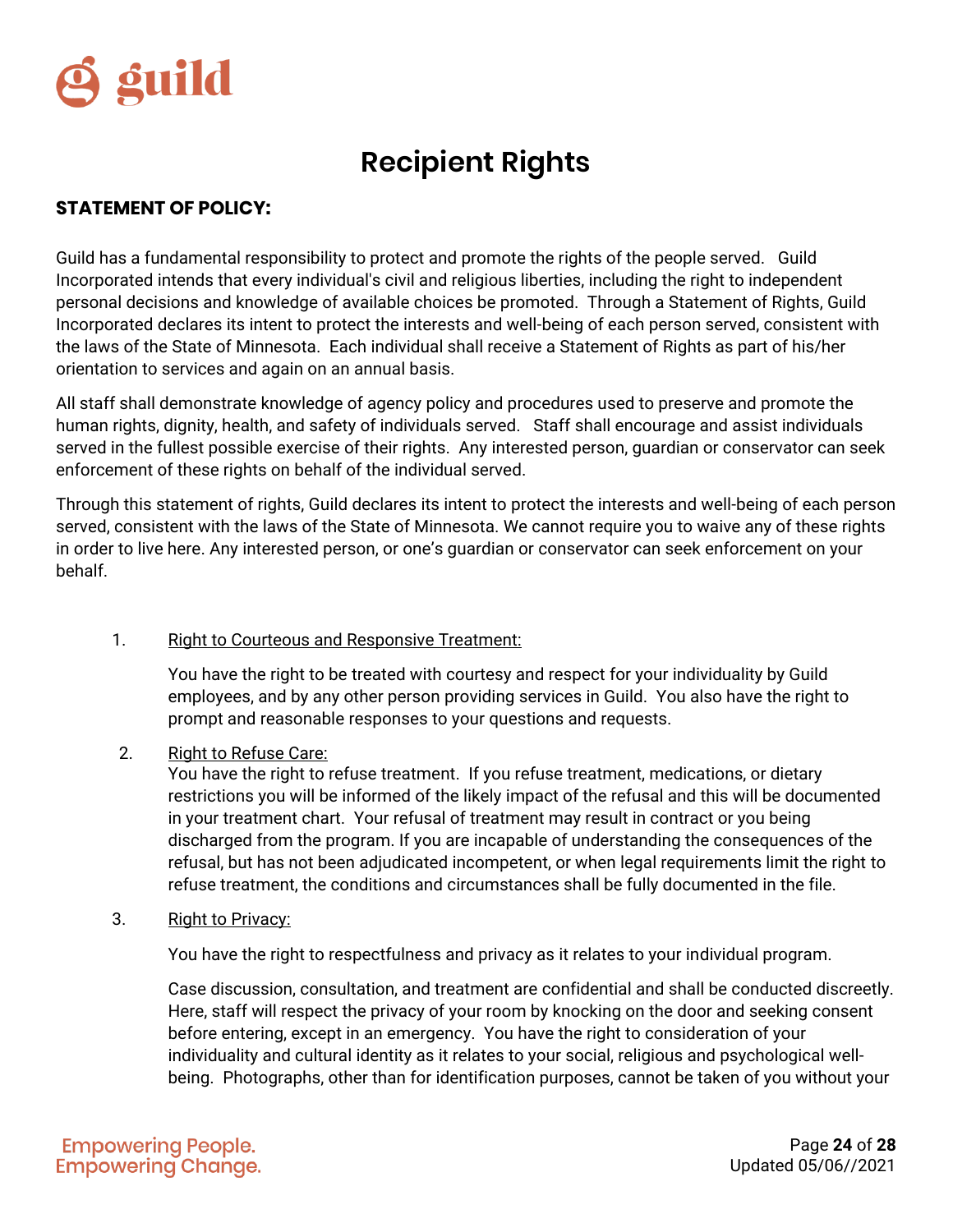# Recipient Rights

**STATEMENT OF POLICY:**

Guild has a fundamental responsibility to protect and promote the rights of the people served. Guild Incorporated intends that every individual's civil and religious liberties, including the right to independent personal decisions and knowledge of available choices be promoted. Through a Statement of Rights, Guild Incorporated declares its intent to protect the interests and well-being of each person served, consistent with the laws of the State of Minnesota. Each individual shall receive a Statement of Rights as part of his/her orientation to services and again on an annual basis.

All staff shall demonstrate knowledge of agency policy and procedures used to preserve and promote the human rights, dignity, health, and safety of individuals served. Staff shall encourage and assist individuals served in the fullest possible exercise of their rights. Any interested person, guardian or conservator can seek enforcement of these rights on behalf of the individual served.

Through this statement of rights, Guild declares its intent to protect the interests and well-being of each person served, consistent with the laws of the State of Minnesota. We cannot require you to waive any of these rights in order to live here. Any interested person, or one's guardian or conservator can seek enforcement on your behalf.

1. Right to Courteous and Responsive Treatment:

   You have the right to be treated with courtesy and respect for your individuality by Guild employees, and by any other person providing services in Guild. You also have the right to prompt and reasonable responses to your questions and requests.

2. Right to Refuse Care:
   You have the right to refuse treatment. If you refuse treatment, medications, or dietary restrictions you will be informed of the likely impact of the refusal and this will be documented in your treatment chart. Your refusal of treatment may result in contract or you being discharged from the program. If you are incapable of understanding the consequences of the refusal, but has not been adjudicated incompetent, or when legal requirements limit the right to refuse treatment, the conditions and circumstances shall be fully documented in the file.

3. Right to Privacy:

   You have the right to respectfulness and privacy as it relates to your individual program.

   Case discussion, consultation, and treatment are confidential and shall be conducted discreetly. Here, staff will respect the privacy of your room by knocking on the door and seeking consent before entering, except in an emergency. You have the right to consideration of your individuality and cultural identity as it relates to your social, religious and psychological well-being. Photographs, other than for identification purposes, cannot be taken of you without your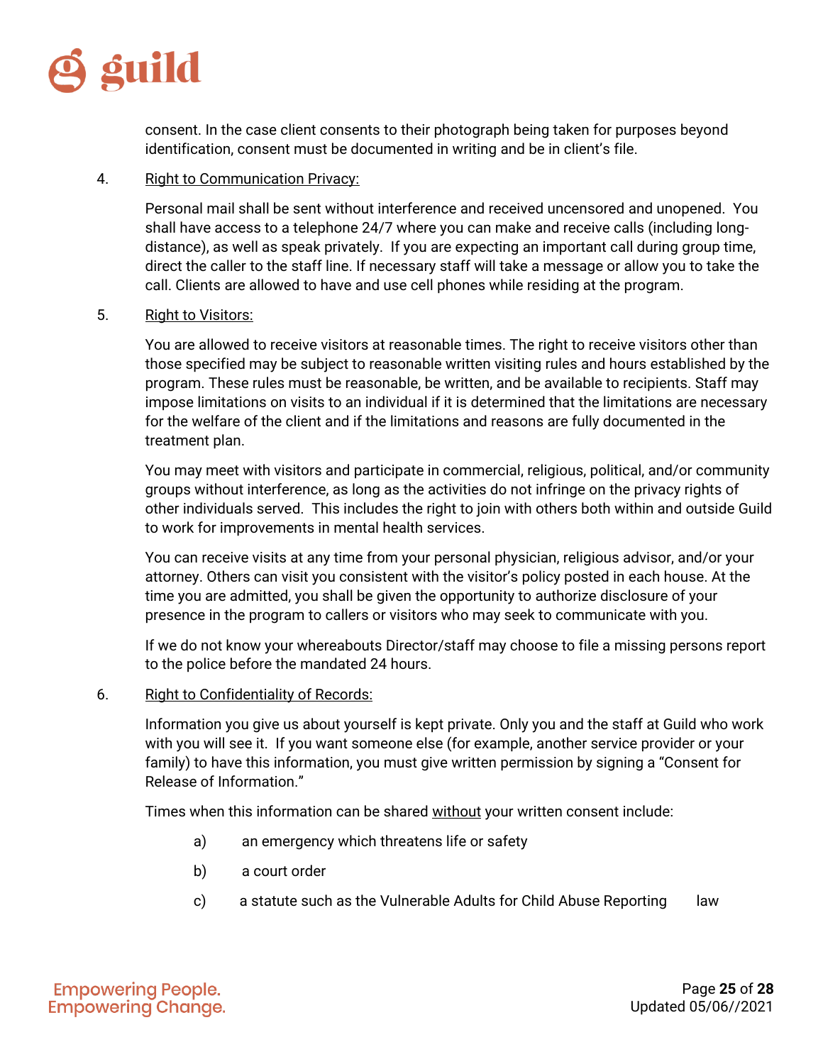consent. In the case client consents to their photograph being taken for purposes beyond identification, consent must be documented in writing and be in client's file.

4. Right to Communication Privacy:

   Personal mail shall be sent without interference and received uncensored and unopened. You shall have access to a telephone 24/7 where you can make and receive calls (including long-distance), as well as speak privately. If you are expecting an important call during group time, direct the caller to the staff line. If necessary staff will take a message or allow you to take the call. Clients are allowed to have and use cell phones while residing at the program.

5. Right to Visitors:

   You are allowed to receive visitors at reasonable times. The right to receive visitors other than those specified may be subject to reasonable written visiting rules and hours established by the program. These rules must be reasonable, be written, and be available to recipients. Staff may impose limitations on visits to an individual if it is determined that the limitations are necessary for the welfare of the client and if the limitations and reasons are fully documented in the treatment plan.

   You may meet with visitors and participate in commercial, religious, political, and/or community groups without interference, as long as the activities do not infringe on the privacy rights of other individuals served. This includes the right to join with others both within and outside Guild to work for improvements in mental health services.

   You can receive visits at any time from your personal physician, religious advisor, and/or your attorney. Others can visit you consistent with the visitor's policy posted in each house. At the time you are admitted, you shall be given the opportunity to authorize disclosure of your presence in the program to callers or visitors who may seek to communicate with you.

   If we do not know your whereabouts Director/staff may choose to file a missing persons report to the police before the mandated 24 hours.

6. Right to Confidentiality of Records:

   Information you give us about yourself is kept private. Only you and the staff at Guild who work with you will see it. If you want someone else (for example, another service provider or your family) to have this information, you must give written permission by signing a "Consent for Release of Information."

   Times when this information can be shared without your written consent include:

   a) an emergency which threatens life or safety

   b) a court order

   c) a statute such as the Vulnerable Adults for Child Abuse Reporting law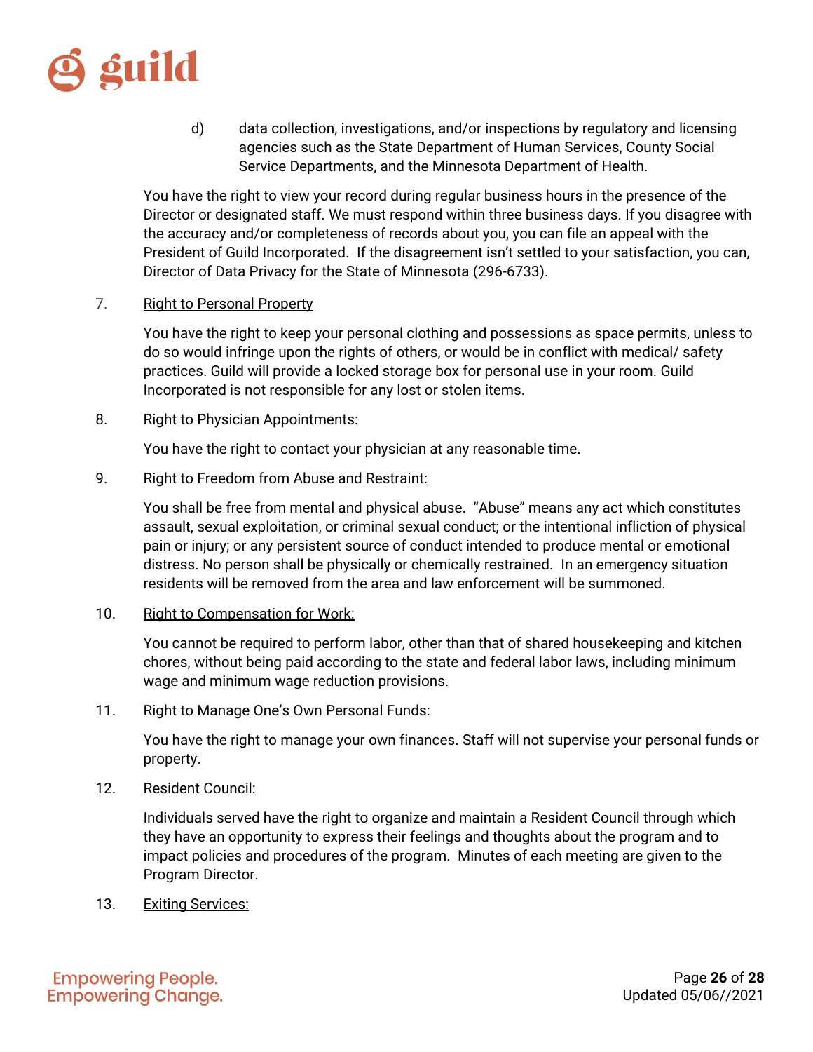d) data collection, investigations, and/or inspections by regulatory and licensing agencies such as the State Department of Human Services, County Social Service Departments, and the Minnesota Department of Health.

You have the right to view your record during regular business hours in the presence of the Director or designated staff. We must respond within three business days. If you disagree with the accuracy and/or completeness of records about you, you can file an appeal with the President of Guild Incorporated. If the disagreement isn't settled to your satisfaction, you can, Director of Data Privacy for the State of Minnesota (296-6733).

7. <u>Right to Personal Property</u>

You have the right to keep your personal clothing and possessions as space permits, unless to do so would infringe upon the rights of others, or would be in conflict with medical/ safety practices. Guild will provide a locked storage box for personal use in your room. Guild Incorporated is not responsible for any lost or stolen items.

8. <u>Right to Physician Appointments:</u>

You have the right to contact your physician at any reasonable time.

9. <u>Right to Freedom from Abuse and Restraint:</u>

You shall be free from mental and physical abuse. "Abuse" means any act which constitutes assault, sexual exploitation, or criminal sexual conduct; or the intentional infliction of physical pain or injury; or any persistent source of conduct intended to produce mental or emotional distress. No person shall be physically or chemically restrained. In an emergency situation residents will be removed from the area and law enforcement will be summoned.

10. <u>Right to Compensation for Work:</u>

You cannot be required to perform labor, other than that of shared housekeeping and kitchen chores, without being paid according to the state and federal labor laws, including minimum wage and minimum wage reduction provisions.

11. <u>Right to Manage One's Own Personal Funds:</u>

You have the right to manage your own finances. Staff will not supervise your personal funds or property.

12. <u>Resident Council:</u>

Individuals served have the right to organize and maintain a Resident Council through which they have an opportunity to express their feelings and thoughts about the program and to impact policies and procedures of the program. Minutes of each meeting are given to the Program Director.

13. <u>Exiting Services:</u>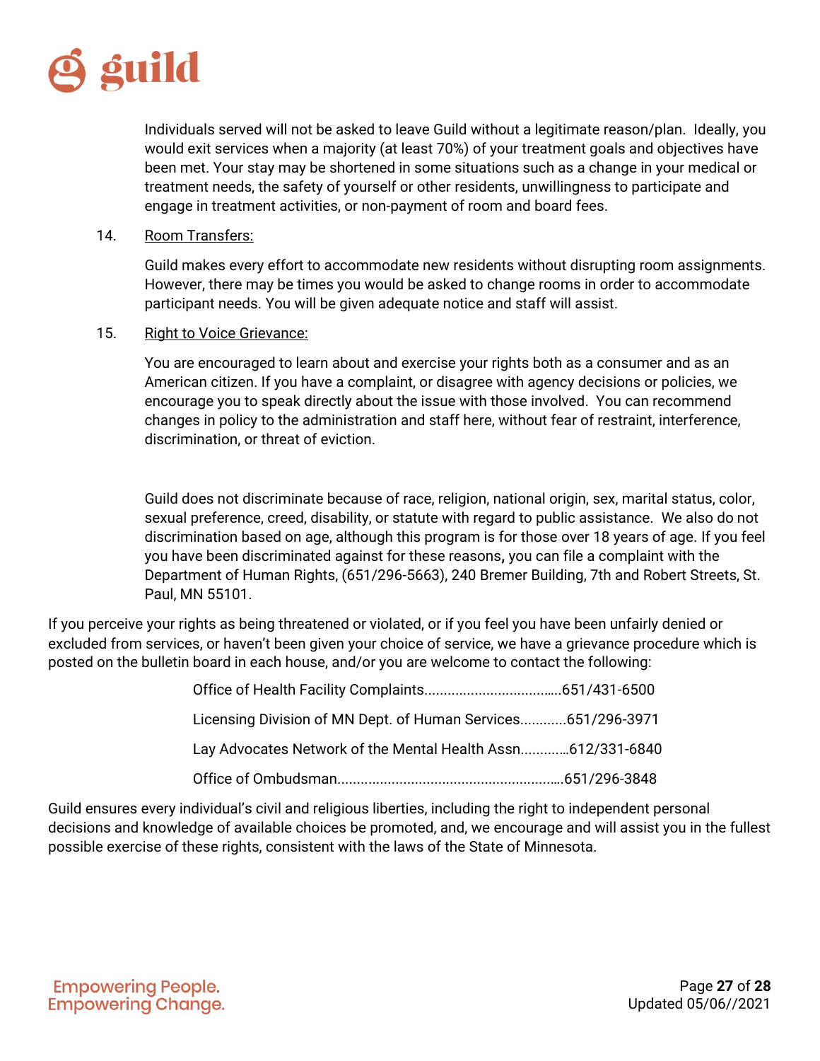Individuals served will not be asked to leave Guild without a legitimate reason/plan. Ideally, you would exit services when a majority (at least 70%) of your treatment goals and objectives have been met. Your stay may be shortened in some situations such as a change in your medical or treatment needs, the safety of yourself or other residents, unwillingness to participate and engage in treatment activities, or non-payment of room and board fees.

14. Room Transfers:

Guild makes every effort to accommodate new residents without disrupting room assignments. However, there may be times you would be asked to change rooms in order to accommodate participant needs. You will be given adequate notice and staff will assist.

15. Right to Voice Grievance:

You are encouraged to learn about and exercise your rights both as a consumer and as an American citizen. If you have a complaint, or disagree with agency decisions or policies, we encourage you to speak directly about the issue with those involved. You can recommend changes in policy to the administration and staff here, without fear of restraint, interference, discrimination, or threat of eviction.

Guild does not discriminate because of race, religion, national origin, sex, marital status, color, sexual preference, creed, disability, or statute with regard to public assistance. We also do not discrimination based on age, although this program is for those over 18 years of age. If you feel you have been discriminated against for these reasons, you can file a complaint with the Department of Human Rights, (651/296-5663), 240 Bremer Building, 7th and Robert Streets, St. Paul, MN 55101.

If you perceive your rights as being threatened or violated, or if you feel you have been unfairly denied or excluded from services, or haven't been given your choice of service, we have a grievance procedure which is posted on the bulletin board in each house, and/or you are welcome to contact the following:

Office of Health Facility Complaints.....................................651/431-6500

Licensing Division of MN Dept. of Human Services............651/296-3971

Lay Advocates Network of the Mental Health Assn.............612/331-6840

Office of Ombudsman...........................................................651/296-3848

Guild ensures every individual's civil and religious liberties, including the right to independent personal decisions and knowledge of available choices be promoted, and, we encourage and will assist you in the fullest possible exercise of these rights, consistent with the laws of the State of Minnesota.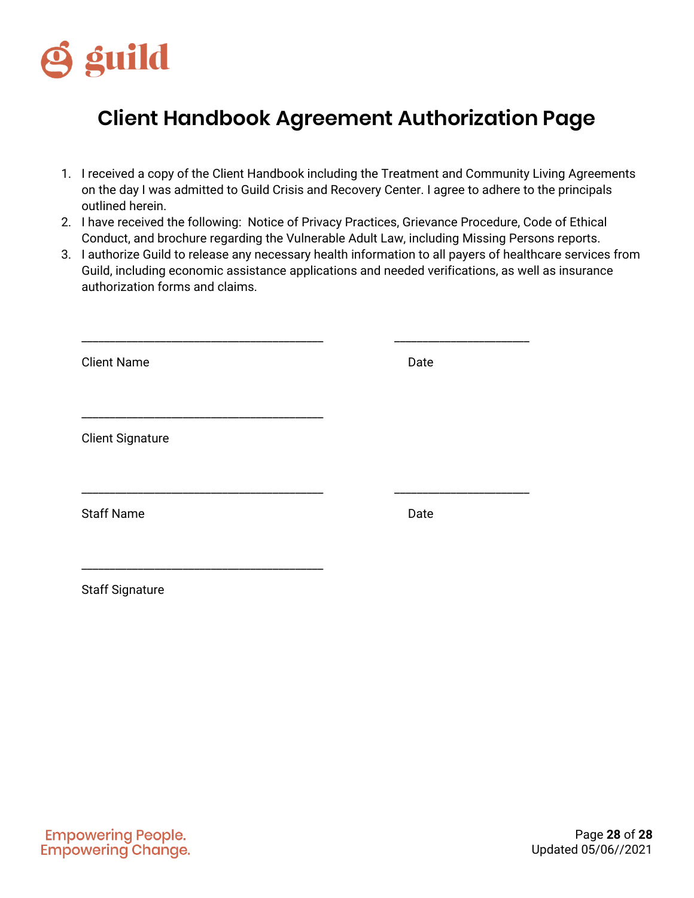guild

# Client Handbook Agreement Authorization Page

1. I received a copy of the Client Handbook including the Treatment and Community Living Agreements on the day I was admitted to Guild Crisis and Recovery Center. I agree to adhere to the principals outlined herein.
2. I have received the following: Notice of Privacy Practices, Grievance Procedure, Code of Ethical Conduct, and brochure regarding the Vulnerable Adult Law, including Missing Persons reports.
3. I authorize Guild to release any necessary health information to all payers of healthcare services from Guild, including economic assistance applications and needed verifications, as well as insurance authorization forms and claims.

_____________________________________ ____________________

Client Name Date

_____________________________________

Client Signature

_____________________________________ ____________________

Staff Name Date

_____________________________________

Staff Signature

Empowering People.
Empowering Change.

Updated 05/06//2021